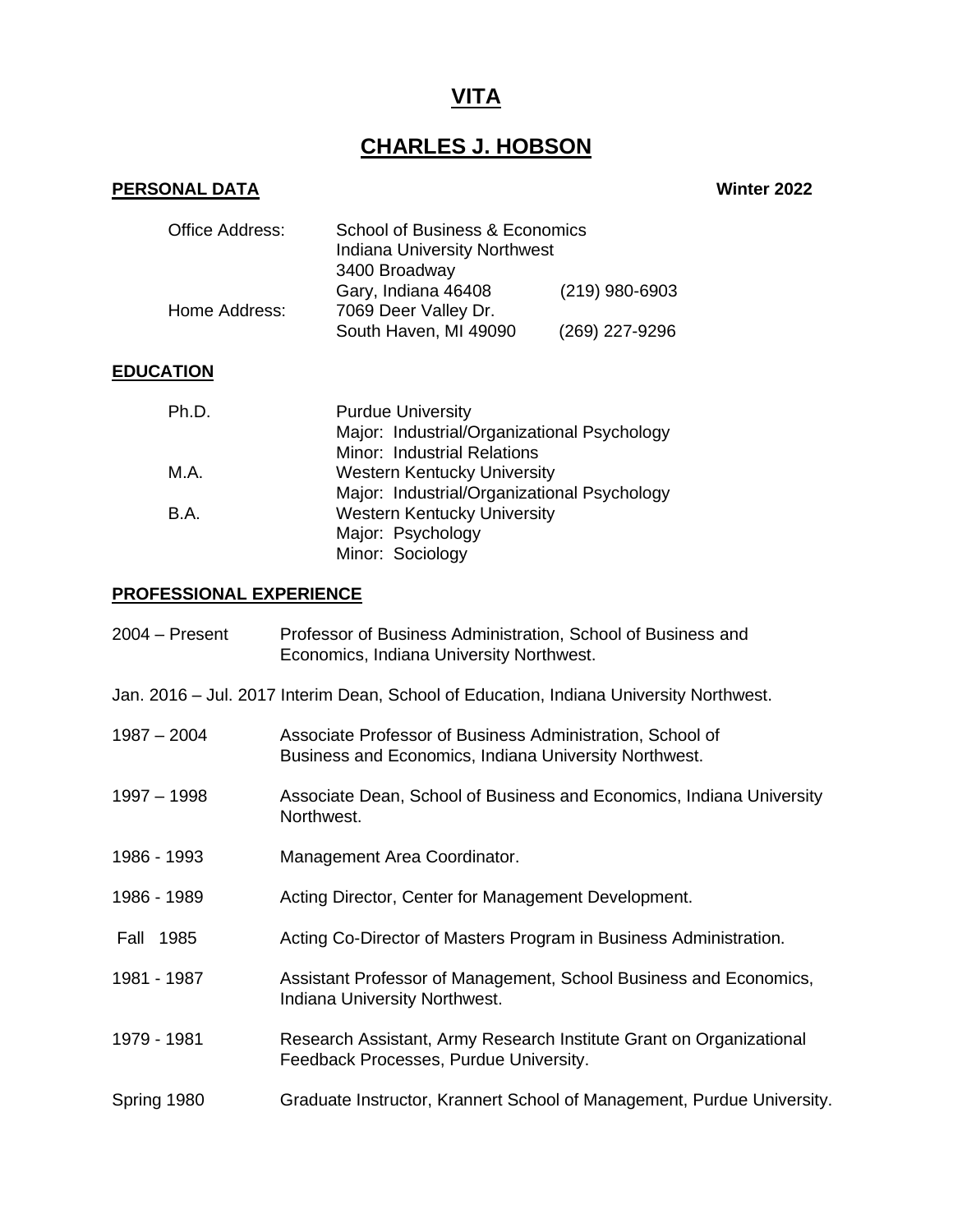# VITA

# CHARLES J. HOBSON

## PERSONAL DATA

**Winter 2022**

| | | |
|---|---|---|
| Office Address: | School of Business & Economics<br>Indiana University Northwest<br>3400 Broadway<br>Gary, Indiana 46408 | (219) 980-6903 |
| Home Address: | 7069 Deer Valley Dr.<br>South Haven, MI 49090 | (269) 227-9296 |

## EDUCATION

| | |
|---|---|
| Ph.D. | Purdue University<br>Major: Industrial/Organizational Psychology<br>Minor: Industrial Relations |
| M.A. | Western Kentucky University<br>Major: Industrial/Organizational Psychology |
| B.A. | Western Kentucky University<br>Major: Psychology<br>Minor: Sociology |

## PROFESSIONAL EXPERIENCE

2004 – Present Professor of Business Administration, School of Business and Economics, Indiana University Northwest.

Jan. 2016 – Jul. 2017 Interim Dean, School of Education, Indiana University Northwest.

1987 – 2004 Associate Professor of Business Administration, School of Business and Economics, Indiana University Northwest.

1997 – 1998 Associate Dean, School of Business and Economics, Indiana University Northwest.

1986 - 1993 Management Area Coordinator.

1986 - 1989 Acting Director, Center for Management Development.

Fall 1985 Acting Co-Director of Masters Program in Business Administration.

1981 - 1987 Assistant Professor of Management, School Business and Economics, Indiana University Northwest.

1979 - 1981 Research Assistant, Army Research Institute Grant on Organizational Feedback Processes, Purdue University.

Spring 1980 Graduate Instructor, Krannert School of Management, Purdue University.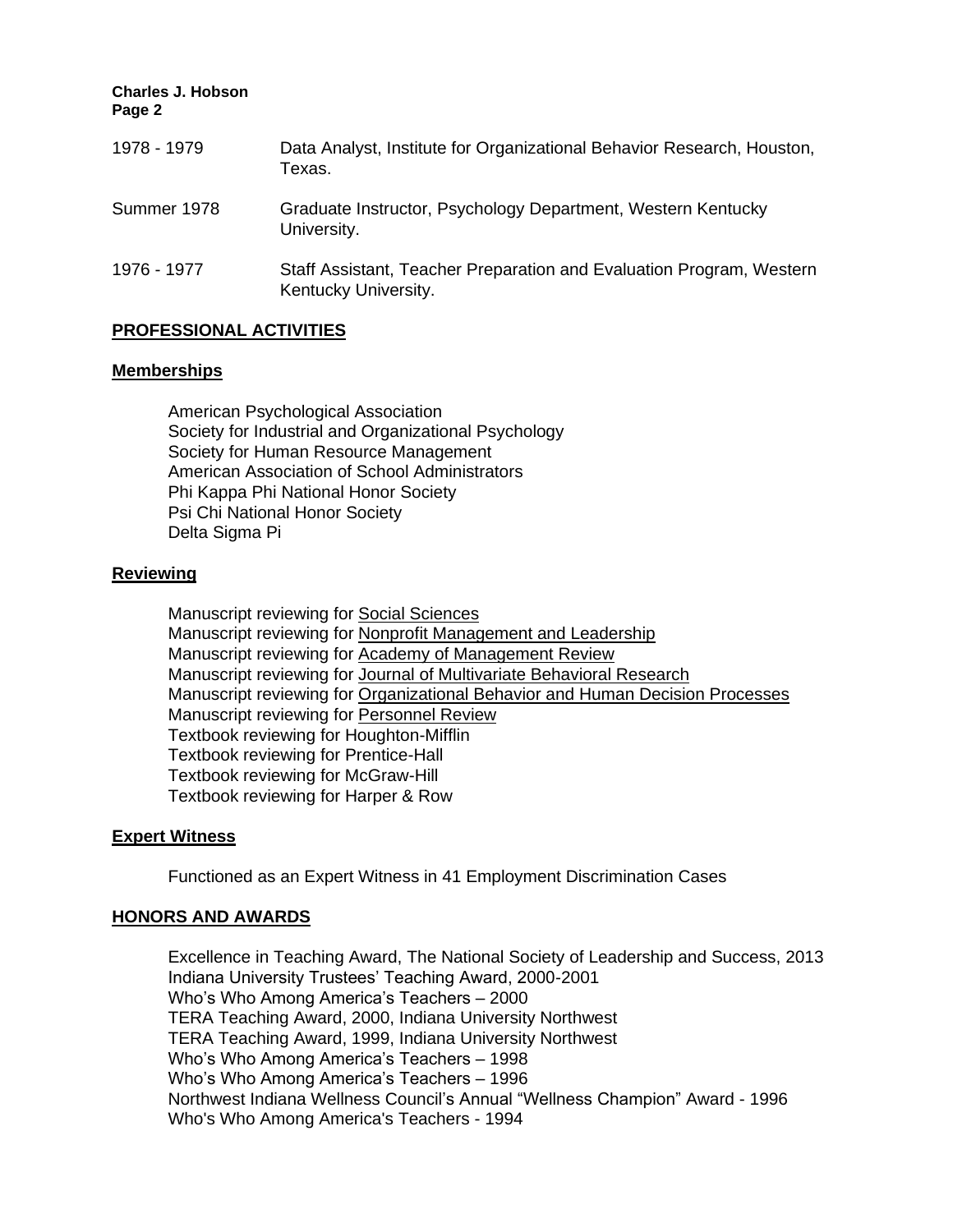| | |
|---|---|
| 1978 - 1979 | Data Analyst, Institute for Organizational Behavior Research, Houston, Texas. |
| Summer 1978 | Graduate Instructor, Psychology Department, Western Kentucky University. |
| 1976 - 1977 | Staff Assistant, Teacher Preparation and Evaluation Program, Western Kentucky University. |

## PROFESSIONAL ACTIVITIES

### Memberships

American Psychological Association
Society for Industrial and Organizational Psychology
Society for Human Resource Management
American Association of School Administrators
Phi Kappa Phi National Honor Society
Psi Chi National Honor Society
Delta Sigma Pi

### Reviewing

Manuscript reviewing for Social Sciences
Manuscript reviewing for Nonprofit Management and Leadership
Manuscript reviewing for Academy of Management Review
Manuscript reviewing for Journal of Multivariate Behavioral Research
Manuscript reviewing for Organizational Behavior and Human Decision Processes
Manuscript reviewing for Personnel Review
Textbook reviewing for Houghton-Mifflin
Textbook reviewing for Prentice-Hall
Textbook reviewing for McGraw-Hill
Textbook reviewing for Harper & Row

### Expert Witness

Functioned as an Expert Witness in 41 Employment Discrimination Cases

## HONORS AND AWARDS

Excellence in Teaching Award, The National Society of Leadership and Success, 2013
Indiana University Trustees' Teaching Award, 2000-2001
Who's Who Among America's Teachers – 2000
TERA Teaching Award, 2000, Indiana University Northwest
TERA Teaching Award, 1999, Indiana University Northwest
Who's Who Among America's Teachers – 1998
Who's Who Among America's Teachers – 1996
Northwest Indiana Wellness Council's Annual "Wellness Champion" Award - 1996
Who's Who Among America's Teachers - 1994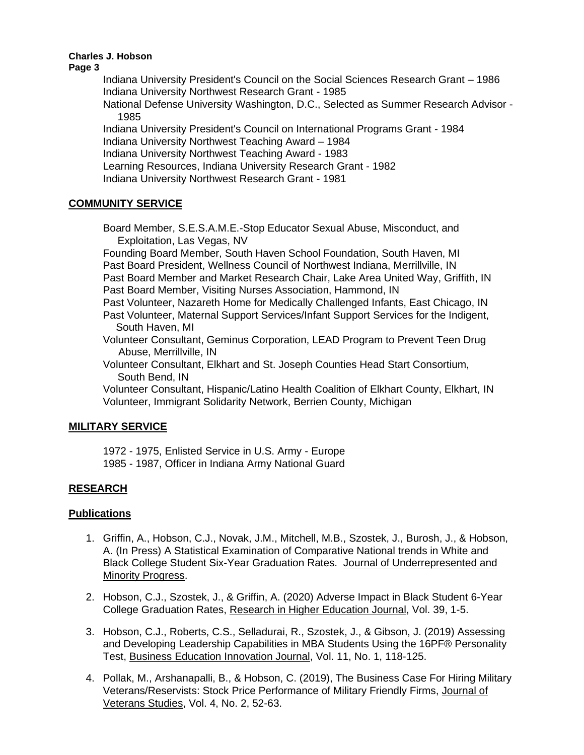Indiana University President's Council on the Social Sciences Research Grant – 1986
Indiana University Northwest Research Grant - 1985
National Defense University Washington, D.C., Selected as Summer Research Advisor - 1985
Indiana University President's Council on International Programs Grant - 1984
Indiana University Northwest Teaching Award – 1984
Indiana University Northwest Teaching Award - 1983
Learning Resources, Indiana University Research Grant - 1982
Indiana University Northwest Research Grant - 1981

## COMMUNITY SERVICE

Board Member, S.E.S.A.M.E.-Stop Educator Sexual Abuse, Misconduct, and Exploitation, Las Vegas, NV
Founding Board Member, South Haven School Foundation, South Haven, MI
Past Board President, Wellness Council of Northwest Indiana, Merrillville, IN
Past Board Member and Market Research Chair, Lake Area United Way, Griffith, IN
Past Board Member, Visiting Nurses Association, Hammond, IN
Past Volunteer, Nazareth Home for Medically Challenged Infants, East Chicago, IN
Past Volunteer, Maternal Support Services/Infant Support Services for the Indigent, South Haven, MI
Volunteer Consultant, Geminus Corporation, LEAD Program to Prevent Teen Drug Abuse, Merrillville, IN
Volunteer Consultant, Elkhart and St. Joseph Counties Head Start Consortium, South Bend, IN
Volunteer Consultant, Hispanic/Latino Health Coalition of Elkhart County, Elkhart, IN
Volunteer, Immigrant Solidarity Network, Berrien County, Michigan

## MILITARY SERVICE

1972 - 1975, Enlisted Service in U.S. Army - Europe
1985 - 1987, Officer in Indiana Army National Guard

## RESEARCH

### Publications

1. Griffin, A., Hobson, C.J., Novak, J.M., Mitchell, M.B., Szostek, J., Burosh, J., & Hobson, A. (In Press) A Statistical Examination of Comparative National trends in White and Black College Student Six-Year Graduation Rates. Journal of Underrepresented and Minority Progress.

2. Hobson, C.J., Szostek, J., & Griffin, A. (2020) Adverse Impact in Black Student 6-Year College Graduation Rates, Research in Higher Education Journal, Vol. 39, 1-5.

3. Hobson, C.J., Roberts, C.S., Selladurai, R., Szostek, J., & Gibson, J. (2019) Assessing and Developing Leadership Capabilities in MBA Students Using the 16PF® Personality Test, Business Education Innovation Journal, Vol. 11, No. 1, 118-125.

4. Pollak, M., Arshanapalli, B., & Hobson, C. (2019), The Business Case For Hiring Military Veterans/Reservists: Stock Price Performance of Military Friendly Firms, Journal of Veterans Studies, Vol. 4, No. 2, 52-63.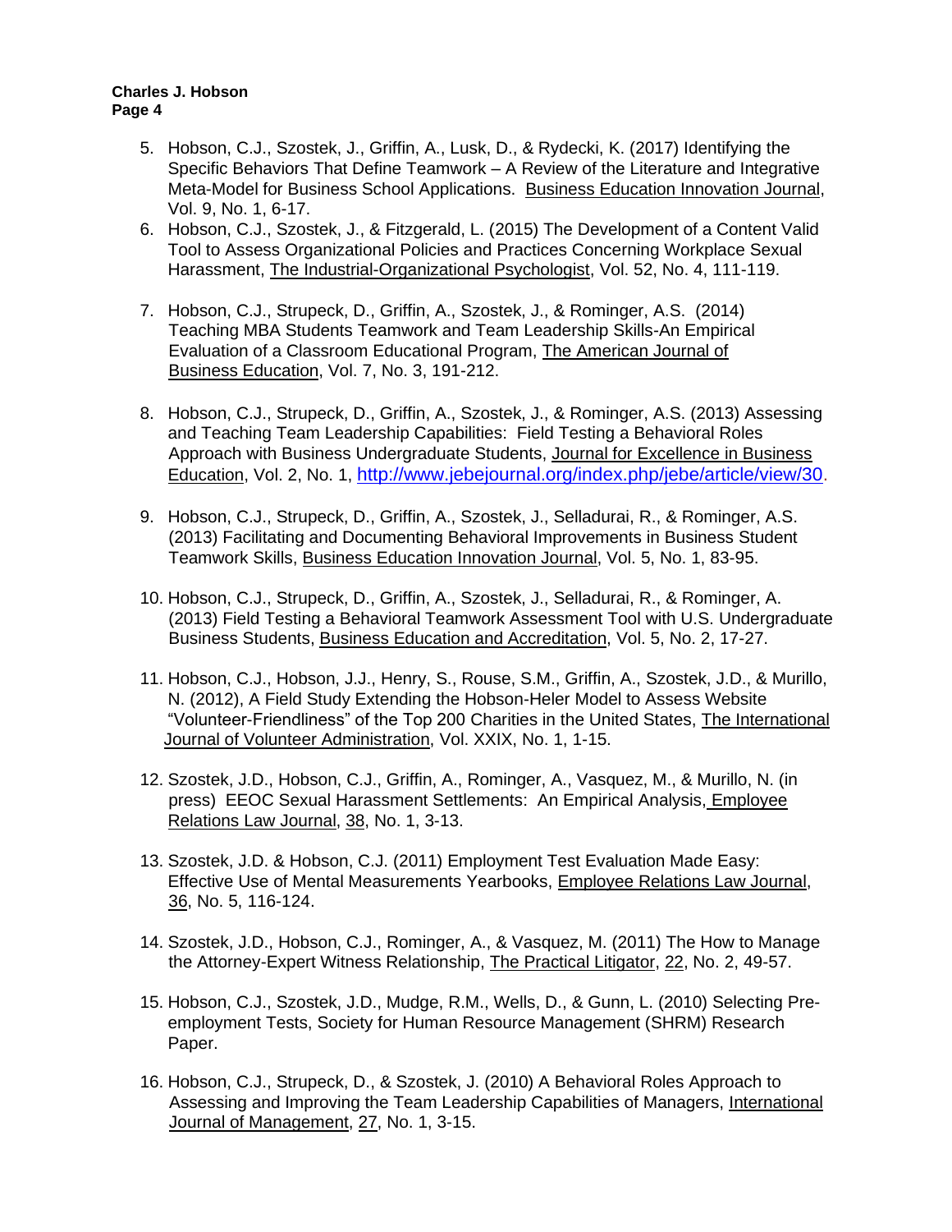5. Hobson, C.J., Szostek, J., Griffin, A., Lusk, D., & Rydecki, K. (2017) Identifying the Specific Behaviors That Define Teamwork – A Review of the Literature and Integrative Meta-Model for Business School Applications. Business Education Innovation Journal, Vol. 9, No. 1, 6-17.
6. Hobson, C.J., Szostek, J., & Fitzgerald, L. (2015) The Development of a Content Valid Tool to Assess Organizational Policies and Practices Concerning Workplace Sexual Harassment, The Industrial-Organizational Psychologist, Vol. 52, No. 4, 111-119.
7. Hobson, C.J., Strupeck, D., Griffin, A., Szostek, J., & Rominger, A.S. (2014) Teaching MBA Students Teamwork and Team Leadership Skills-An Empirical Evaluation of a Classroom Educational Program, The American Journal of Business Education, Vol. 7, No. 3, 191-212.
8. Hobson, C.J., Strupeck, D., Griffin, A., Szostek, J., & Rominger, A.S. (2013) Assessing and Teaching Team Leadership Capabilities: Field Testing a Behavioral Roles Approach with Business Undergraduate Students, Journal for Excellence in Business Education, Vol. 2, No. 1, http://www.jebejournal.org/index.php/jebe/article/view/30.
9. Hobson, C.J., Strupeck, D., Griffin, A., Szostek, J., Selladurai, R., & Rominger, A.S. (2013) Facilitating and Documenting Behavioral Improvements in Business Student Teamwork Skills, Business Education Innovation Journal, Vol. 5, No. 1, 83-95.
10. Hobson, C.J., Strupeck, D., Griffin, A., Szostek, J., Selladurai, R., & Rominger, A. (2013) Field Testing a Behavioral Teamwork Assessment Tool with U.S. Undergraduate Business Students, Business Education and Accreditation, Vol. 5, No. 2, 17-27.
11. Hobson, C.J., Hobson, J.J., Henry, S., Rouse, S.M., Griffin, A., Szostek, J.D., & Murillo, N. (2012), A Field Study Extending the Hobson-Heler Model to Assess Website "Volunteer-Friendliness" of the Top 200 Charities in the United States, The International Journal of Volunteer Administration, Vol. XXIX, No. 1, 1-15.
12. Szostek, J.D., Hobson, C.J., Griffin, A., Rominger, A., Vasquez, M., & Murillo, N. (in press) EEOC Sexual Harassment Settlements: An Empirical Analysis, Employee Relations Law Journal, 38, No. 1, 3-13.
13. Szostek, J.D. & Hobson, C.J. (2011) Employment Test Evaluation Made Easy: Effective Use of Mental Measurements Yearbooks, Employee Relations Law Journal, 36, No. 5, 116-124.
14. Szostek, J.D., Hobson, C.J., Rominger, A., & Vasquez, M. (2011) The How to Manage the Attorney-Expert Witness Relationship, The Practical Litigator, 22, No. 2, 49-57.
15. Hobson, C.J., Szostek, J.D., Mudge, R.M., Wells, D., & Gunn, L. (2010) Selecting Pre-employment Tests, Society for Human Resource Management (SHRM) Research Paper.
16. Hobson, C.J., Strupeck, D., & Szostek, J. (2010) A Behavioral Roles Approach to Assessing and Improving the Team Leadership Capabilities of Managers, International Journal of Management, 27, No. 1, 3-15.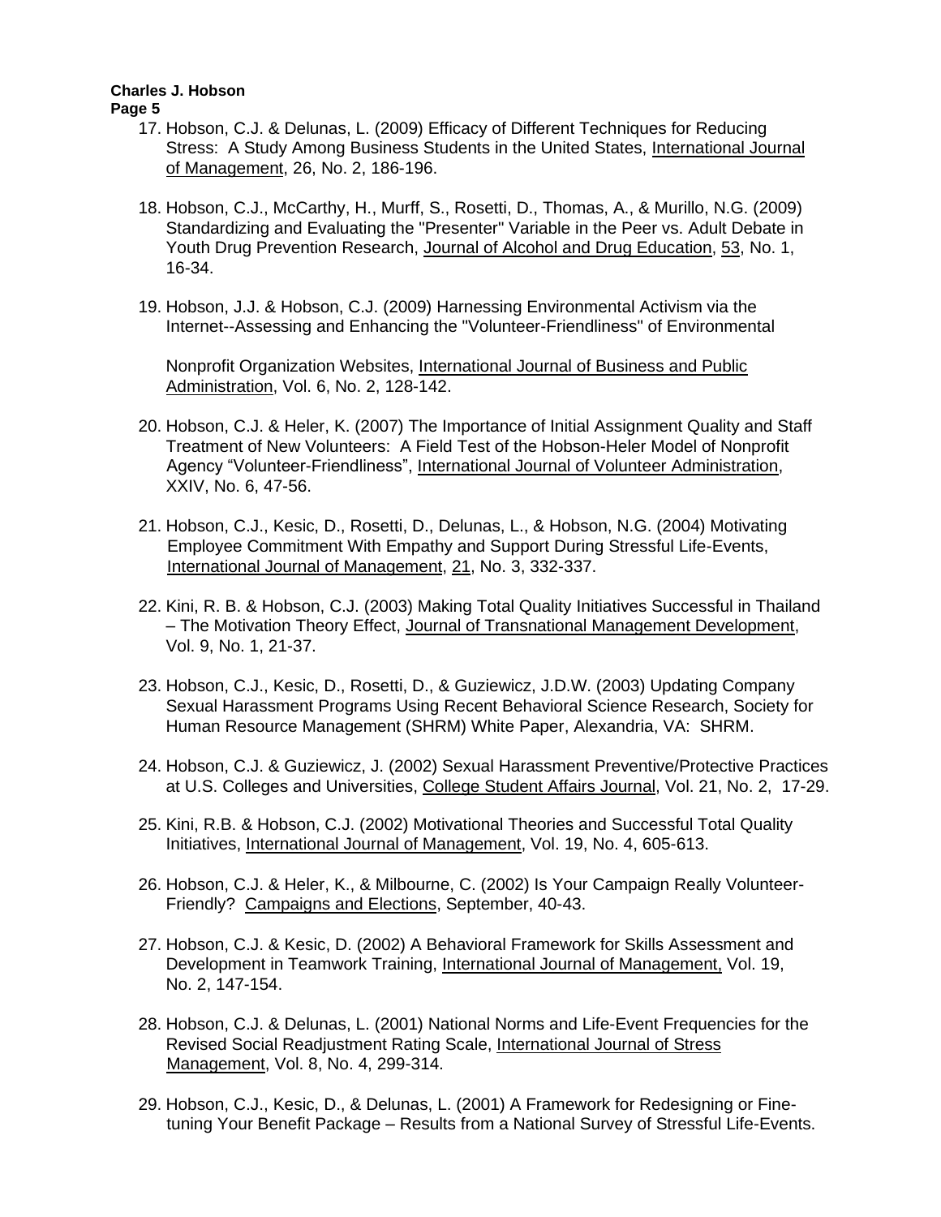17. Hobson, C.J. & Delunas, L. (2009) Efficacy of Different Techniques for Reducing Stress: A Study Among Business Students in the United States, International Journal of Management, 26, No. 2, 186-196.

18. Hobson, C.J., McCarthy, H., Murff, S., Rosetti, D., Thomas, A., & Murillo, N.G. (2009) Standardizing and Evaluating the "Presenter" Variable in the Peer vs. Adult Debate in Youth Drug Prevention Research, Journal of Alcohol and Drug Education, 53, No. 1, 16-34.

19. Hobson, J.J. & Hobson, C.J. (2009) Harnessing Environmental Activism via the Internet--Assessing and Enhancing the "Volunteer-Friendliness" of Environmental Nonprofit Organization Websites, International Journal of Business and Public Administration, Vol. 6, No. 2, 128-142.

20. Hobson, C.J. & Heler, K. (2007) The Importance of Initial Assignment Quality and Staff Treatment of New Volunteers: A Field Test of the Hobson-Heler Model of Nonprofit Agency "Volunteer-Friendliness", International Journal of Volunteer Administration, XXIV, No. 6, 47-56.

21. Hobson, C.J., Kesic, D., Rosetti, D., Delunas, L., & Hobson, N.G. (2004) Motivating Employee Commitment With Empathy and Support During Stressful Life-Events, International Journal of Management, 21, No. 3, 332-337.

22. Kini, R. B. & Hobson, C.J. (2003) Making Total Quality Initiatives Successful in Thailand – The Motivation Theory Effect, Journal of Transnational Management Development, Vol. 9, No. 1, 21-37.

23. Hobson, C.J., Kesic, D., Rosetti, D., & Guziewicz, J.D.W. (2003) Updating Company Sexual Harassment Programs Using Recent Behavioral Science Research, Society for Human Resource Management (SHRM) White Paper, Alexandria, VA: SHRM.

24. Hobson, C.J. & Guziewicz, J. (2002) Sexual Harassment Preventive/Protective Practices at U.S. Colleges and Universities, College Student Affairs Journal, Vol. 21, No. 2, 17-29.

25. Kini, R.B. & Hobson, C.J. (2002) Motivational Theories and Successful Total Quality Initiatives, International Journal of Management, Vol. 19, No. 4, 605-613.

26. Hobson, C.J. & Heler, K., & Milbourne, C. (2002) Is Your Campaign Really Volunteer-Friendly? Campaigns and Elections, September, 40-43.

27. Hobson, C.J. & Kesic, D. (2002) A Behavioral Framework for Skills Assessment and Development in Teamwork Training, International Journal of Management, Vol. 19, No. 2, 147-154.

28. Hobson, C.J. & Delunas, L. (2001) National Norms and Life-Event Frequencies for the Revised Social Readjustment Rating Scale, International Journal of Stress Management, Vol. 8, No. 4, 299-314.

29. Hobson, C.J., Kesic, D., & Delunas, L. (2001) A Framework for Redesigning or Fine-tuning Your Benefit Package – Results from a National Survey of Stressful Life-Events.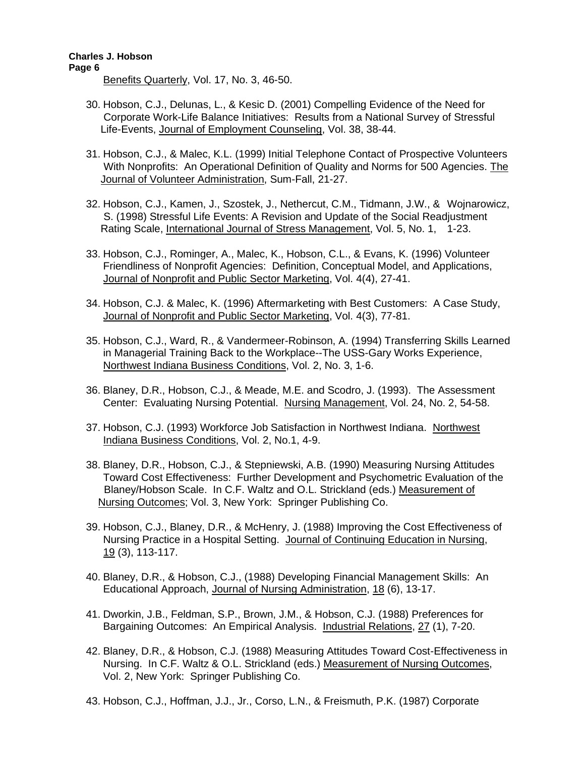Benefits Quarterly, Vol. 17, No. 3, 46-50.

30. Hobson, C.J., Delunas, L., & Kesic D. (2001) Compelling Evidence of the Need for Corporate Work-Life Balance Initiatives: Results from a National Survey of Stressful Life-Events, Journal of Employment Counseling, Vol. 38, 38-44.

31. Hobson, C.J., & Malec, K.L. (1999) Initial Telephone Contact of Prospective Volunteers With Nonprofits: An Operational Definition of Quality and Norms for 500 Agencies. The Journal of Volunteer Administration, Sum-Fall, 21-27.

32. Hobson, C.J., Kamen, J., Szostek, J., Nethercut, C.M., Tidmann, J.W., & Wojnarowicz, S. (1998) Stressful Life Events: A Revision and Update of the Social Readjustment Rating Scale, International Journal of Stress Management, Vol. 5, No. 1, 1-23.

33. Hobson, C.J., Rominger, A., Malec, K., Hobson, C.L., & Evans, K. (1996) Volunteer Friendliness of Nonprofit Agencies: Definition, Conceptual Model, and Applications, Journal of Nonprofit and Public Sector Marketing, Vol. 4(4), 27-41.

34. Hobson, C.J. & Malec, K. (1996) Aftermarketing with Best Customers: A Case Study, Journal of Nonprofit and Public Sector Marketing, Vol. 4(3), 77-81.

35. Hobson, C.J., Ward, R., & Vandermeer-Robinson, A. (1994) Transferring Skills Learned in Managerial Training Back to the Workplace--The USS-Gary Works Experience, Northwest Indiana Business Conditions, Vol. 2, No. 3, 1-6.

36. Blaney, D.R., Hobson, C.J., & Meade, M.E. and Scodro, J. (1993). The Assessment Center: Evaluating Nursing Potential. Nursing Management, Vol. 24, No. 2, 54-58.

37. Hobson, C.J. (1993) Workforce Job Satisfaction in Northwest Indiana. Northwest Indiana Business Conditions, Vol. 2, No.1, 4-9.

38. Blaney, D.R., Hobson, C.J., & Stepniewski, A.B. (1990) Measuring Nursing Attitudes Toward Cost Effectiveness: Further Development and Psychometric Evaluation of the Blaney/Hobson Scale. In C.F. Waltz and O.L. Strickland (eds.) Measurement of Nursing Outcomes; Vol. 3, New York: Springer Publishing Co.

39. Hobson, C.J., Blaney, D.R., & McHenry, J. (1988) Improving the Cost Effectiveness of Nursing Practice in a Hospital Setting. Journal of Continuing Education in Nursing, 19 (3), 113-117.

40. Blaney, D.R., & Hobson, C.J., (1988) Developing Financial Management Skills: An Educational Approach, Journal of Nursing Administration, 18 (6), 13-17.

41. Dworkin, J.B., Feldman, S.P., Brown, J.M., & Hobson, C.J. (1988) Preferences for Bargaining Outcomes: An Empirical Analysis. Industrial Relations, 27 (1), 7-20.

42. Blaney, D.R., & Hobson, C.J. (1988) Measuring Attitudes Toward Cost-Effectiveness in Nursing. In C.F. Waltz & O.L. Strickland (eds.) Measurement of Nursing Outcomes, Vol. 2, New York: Springer Publishing Co.

43. Hobson, C.J., Hoffman, J.J., Jr., Corso, L.N., & Freismuth, P.K. (1987) Corporate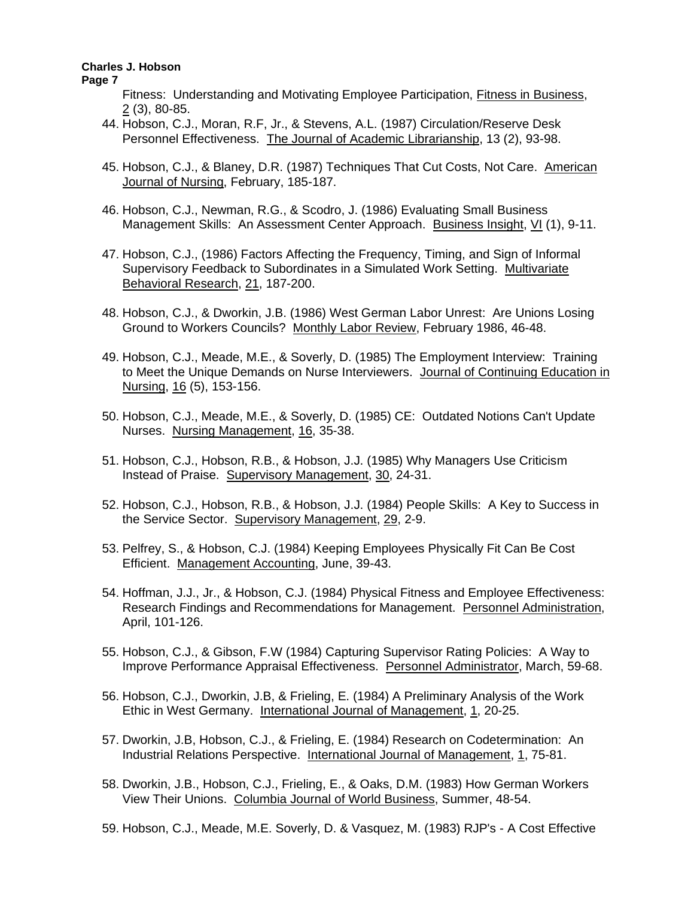Fitness: Understanding and Motivating Employee Participation, Fitness in Business, 2 (3), 80-85.

44. Hobson, C.J., Moran, R.F, Jr., & Stevens, A.L. (1987) Circulation/Reserve Desk Personnel Effectiveness. The Journal of Academic Librarianship, 13 (2), 93-98.

45. Hobson, C.J., & Blaney, D.R. (1987) Techniques That Cut Costs, Not Care. American Journal of Nursing, February, 185-187.

46. Hobson, C.J., Newman, R.G., & Scodro, J. (1986) Evaluating Small Business Management Skills: An Assessment Center Approach. Business Insight, VI (1), 9-11.

47. Hobson, C.J., (1986) Factors Affecting the Frequency, Timing, and Sign of Informal Supervisory Feedback to Subordinates in a Simulated Work Setting. Multivariate Behavioral Research, 21, 187-200.

48. Hobson, C.J., & Dworkin, J.B. (1986) West German Labor Unrest: Are Unions Losing Ground to Workers Councils? Monthly Labor Review, February 1986, 46-48.

49. Hobson, C.J., Meade, M.E., & Soverly, D. (1985) The Employment Interview: Training to Meet the Unique Demands on Nurse Interviewers. Journal of Continuing Education in Nursing, 16 (5), 153-156.

50. Hobson, C.J., Meade, M.E., & Soverly, D. (1985) CE: Outdated Notions Can't Update Nurses. Nursing Management, 16, 35-38.

51. Hobson, C.J., Hobson, R.B., & Hobson, J.J. (1985) Why Managers Use Criticism Instead of Praise. Supervisory Management, 30, 24-31.

52. Hobson, C.J., Hobson, R.B., & Hobson, J.J. (1984) People Skills: A Key to Success in the Service Sector. Supervisory Management, 29, 2-9.

53. Pelfrey, S., & Hobson, C.J. (1984) Keeping Employees Physically Fit Can Be Cost Efficient. Management Accounting, June, 39-43.

54. Hoffman, J.J., Jr., & Hobson, C.J. (1984) Physical Fitness and Employee Effectiveness: Research Findings and Recommendations for Management. Personnel Administration, April, 101-126.

55. Hobson, C.J., & Gibson, F.W (1984) Capturing Supervisor Rating Policies: A Way to Improve Performance Appraisal Effectiveness. Personnel Administrator, March, 59-68.

56. Hobson, C.J., Dworkin, J.B, & Frieling, E. (1984) A Preliminary Analysis of the Work Ethic in West Germany. International Journal of Management, 1, 20-25.

57. Dworkin, J.B, Hobson, C.J., & Frieling, E. (1984) Research on Codetermination: An Industrial Relations Perspective. International Journal of Management, 1, 75-81.

58. Dworkin, J.B., Hobson, C.J., Frieling, E., & Oaks, D.M. (1983) How German Workers View Their Unions. Columbia Journal of World Business, Summer, 48-54.

59. Hobson, C.J., Meade, M.E. Soverly, D. & Vasquez, M. (1983) RJP's - A Cost Effective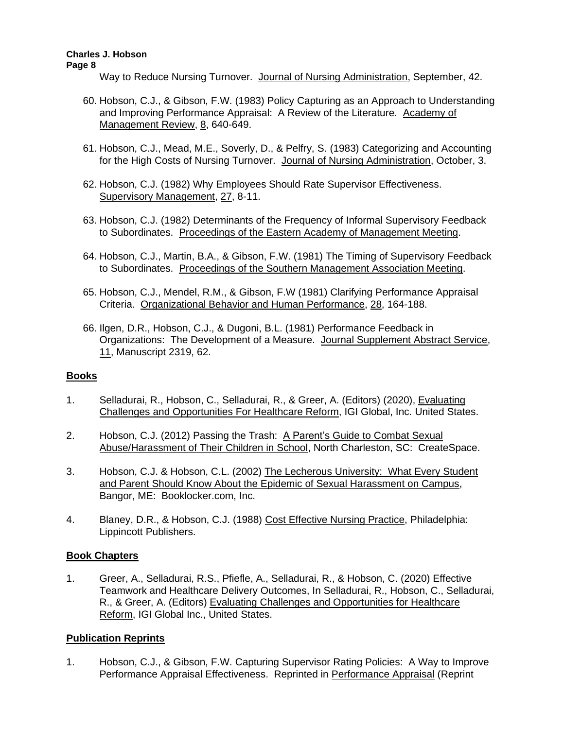Way to Reduce Nursing Turnover. Journal of Nursing Administration, September, 42.

60. Hobson, C.J., & Gibson, F.W. (1983) Policy Capturing as an Approach to Understanding and Improving Performance Appraisal: A Review of the Literature. Academy of Management Review, 8, 640-649.

61. Hobson, C.J., Mead, M.E., Soverly, D., & Pelfry, S. (1983) Categorizing and Accounting for the High Costs of Nursing Turnover. Journal of Nursing Administration, October, 3.

62. Hobson, C.J. (1982) Why Employees Should Rate Supervisor Effectiveness. Supervisory Management, 27, 8-11.

63. Hobson, C.J. (1982) Determinants of the Frequency of Informal Supervisory Feedback to Subordinates. Proceedings of the Eastern Academy of Management Meeting.

64. Hobson, C.J., Martin, B.A., & Gibson, F.W. (1981) The Timing of Supervisory Feedback to Subordinates. Proceedings of the Southern Management Association Meeting.

65. Hobson, C.J., Mendel, R.M., & Gibson, F.W (1981) Clarifying Performance Appraisal Criteria. Organizational Behavior and Human Performance, 28, 164-188.

66. Ilgen, D.R., Hobson, C.J., & Dugoni, B.L. (1981) Performance Feedback in Organizations: The Development of a Measure. Journal Supplement Abstract Service, 11, Manuscript 2319, 62.

## Books

1. Selladurai, R., Hobson, C., Selladurai, R., & Greer, A. (Editors) (2020), Evaluating Challenges and Opportunities For Healthcare Reform, IGI Global, Inc. United States.

2. Hobson, C.J. (2012) Passing the Trash: A Parent's Guide to Combat Sexual Abuse/Harassment of Their Children in School, North Charleston, SC: CreateSpace.

3. Hobson, C.J. & Hobson, C.L. (2002) The Lecherous University: What Every Student and Parent Should Know About the Epidemic of Sexual Harassment on Campus, Bangor, ME: Booklocker.com, Inc.

4. Blaney, D.R., & Hobson, C.J. (1988) Cost Effective Nursing Practice, Philadelphia: Lippincott Publishers.

## Book Chapters

1. Greer, A., Selladurai, R.S., Pfiefle, A., Selladurai, R., & Hobson, C. (2020) Effective Teamwork and Healthcare Delivery Outcomes, In Selladurai, R., Hobson, C., Selladurai, R., & Greer, A. (Editors) Evaluating Challenges and Opportunities for Healthcare Reform, IGI Global Inc., United States.

## Publication Reprints

1. Hobson, C.J., & Gibson, F.W. Capturing Supervisor Rating Policies: A Way to Improve Performance Appraisal Effectiveness. Reprinted in Performance Appraisal (Reprint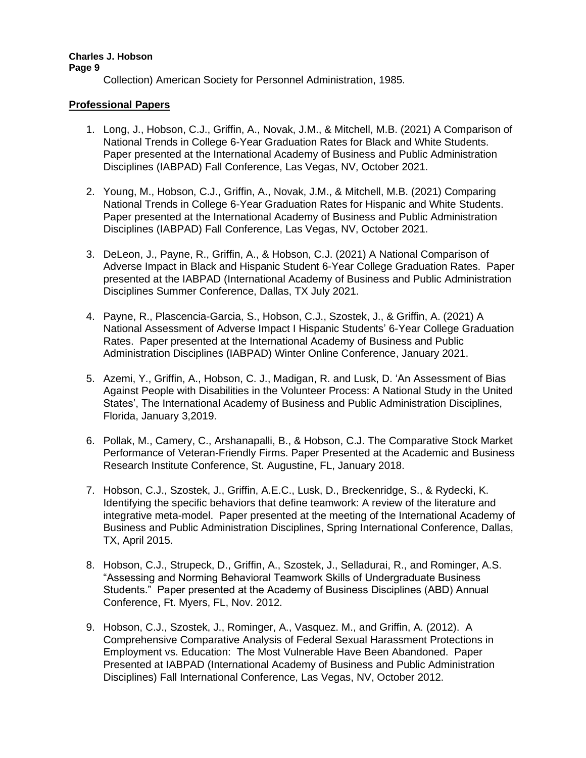Collection) American Society for Personnel Administration, 1985.

## Professional Papers

1. Long, J., Hobson, C.J., Griffin, A., Novak, J.M., & Mitchell, M.B. (2021) A Comparison of National Trends in College 6-Year Graduation Rates for Black and White Students. Paper presented at the International Academy of Business and Public Administration Disciplines (IABPAD) Fall Conference, Las Vegas, NV, October 2021.

2. Young, M., Hobson, C.J., Griffin, A., Novak, J.M., & Mitchell, M.B. (2021) Comparing National Trends in College 6-Year Graduation Rates for Hispanic and White Students. Paper presented at the International Academy of Business and Public Administration Disciplines (IABPAD) Fall Conference, Las Vegas, NV, October 2021.

3. DeLeon, J., Payne, R., Griffin, A., & Hobson, C.J. (2021) A National Comparison of Adverse Impact in Black and Hispanic Student 6-Year College Graduation Rates. Paper presented at the IABPAD (International Academy of Business and Public Administration Disciplines Summer Conference, Dallas, TX July 2021.

4. Payne, R., Plascencia-Garcia, S., Hobson, C.J., Szostek, J., & Griffin, A. (2021) A National Assessment of Adverse Impact I Hispanic Students' 6-Year College Graduation Rates. Paper presented at the International Academy of Business and Public Administration Disciplines (IABPAD) Winter Online Conference, January 2021.

5. Azemi, Y., Griffin, A., Hobson, C. J., Madigan, R. and Lusk, D. 'An Assessment of Bias Against People with Disabilities in the Volunteer Process: A National Study in the United States', The International Academy of Business and Public Administration Disciplines, Florida, January 3,2019.

6. Pollak, M., Camery, C., Arshanapalli, B., & Hobson, C.J. The Comparative Stock Market Performance of Veteran-Friendly Firms. Paper Presented at the Academic and Business Research Institute Conference, St. Augustine, FL, January 2018.

7. Hobson, C.J., Szostek, J., Griffin, A.E.C., Lusk, D., Breckenridge, S., & Rydecki, K. Identifying the specific behaviors that define teamwork: A review of the literature and integrative meta-model. Paper presented at the meeting of the International Academy of Business and Public Administration Disciplines, Spring International Conference, Dallas, TX, April 2015.

8. Hobson, C.J., Strupeck, D., Griffin, A., Szostek, J., Selladurai, R., and Rominger, A.S. "Assessing and Norming Behavioral Teamwork Skills of Undergraduate Business Students." Paper presented at the Academy of Business Disciplines (ABD) Annual Conference, Ft. Myers, FL, Nov. 2012.

9. Hobson, C.J., Szostek, J., Rominger, A., Vasquez. M., and Griffin, A. (2012). A Comprehensive Comparative Analysis of Federal Sexual Harassment Protections in Employment vs. Education: The Most Vulnerable Have Been Abandoned. Paper Presented at IABPAD (International Academy of Business and Public Administration Disciplines) Fall International Conference, Las Vegas, NV, October 2012.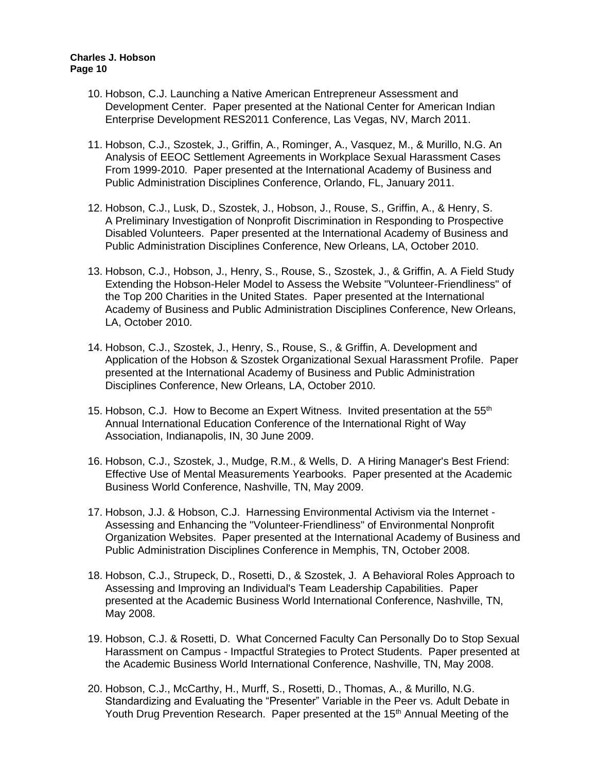10. Hobson, C.J. Launching a Native American Entrepreneur Assessment and Development Center. Paper presented at the National Center for American Indian Enterprise Development RES2011 Conference, Las Vegas, NV, March 2011.

11. Hobson, C.J., Szostek, J., Griffin, A., Rominger, A., Vasquez, M., & Murillo, N.G. An Analysis of EEOC Settlement Agreements in Workplace Sexual Harassment Cases From 1999-2010. Paper presented at the International Academy of Business and Public Administration Disciplines Conference, Orlando, FL, January 2011.

12. Hobson, C.J., Lusk, D., Szostek, J., Hobson, J., Rouse, S., Griffin, A., & Henry, S. A Preliminary Investigation of Nonprofit Discrimination in Responding to Prospective Disabled Volunteers. Paper presented at the International Academy of Business and Public Administration Disciplines Conference, New Orleans, LA, October 2010.

13. Hobson, C.J., Hobson, J., Henry, S., Rouse, S., Szostek, J., & Griffin, A. A Field Study Extending the Hobson-Heler Model to Assess the Website "Volunteer-Friendliness" of the Top 200 Charities in the United States. Paper presented at the International Academy of Business and Public Administration Disciplines Conference, New Orleans, LA, October 2010.

14. Hobson, C.J., Szostek, J., Henry, S., Rouse, S., & Griffin, A. Development and Application of the Hobson & Szostek Organizational Sexual Harassment Profile. Paper presented at the International Academy of Business and Public Administration Disciplines Conference, New Orleans, LA, October 2010.

15. Hobson, C.J. How to Become an Expert Witness. Invited presentation at the 55th Annual International Education Conference of the International Right of Way Association, Indianapolis, IN, 30 June 2009.

16. Hobson, C.J., Szostek, J., Mudge, R.M., & Wells, D. A Hiring Manager's Best Friend: Effective Use of Mental Measurements Yearbooks. Paper presented at the Academic Business World Conference, Nashville, TN, May 2009.

17. Hobson, J.J. & Hobson, C.J. Harnessing Environmental Activism via the Internet - Assessing and Enhancing the "Volunteer-Friendliness" of Environmental Nonprofit Organization Websites. Paper presented at the International Academy of Business and Public Administration Disciplines Conference in Memphis, TN, October 2008.

18. Hobson, C.J., Strupeck, D., Rosetti, D., & Szostek, J. A Behavioral Roles Approach to Assessing and Improving an Individual's Team Leadership Capabilities. Paper presented at the Academic Business World International Conference, Nashville, TN, May 2008.

19. Hobson, C.J. & Rosetti, D. What Concerned Faculty Can Personally Do to Stop Sexual Harassment on Campus - Impactful Strategies to Protect Students. Paper presented at the Academic Business World International Conference, Nashville, TN, May 2008.

20. Hobson, C.J., McCarthy, H., Murff, S., Rosetti, D., Thomas, A., & Murillo, N.G. Standardizing and Evaluating the "Presenter" Variable in the Peer vs. Adult Debate in Youth Drug Prevention Research. Paper presented at the 15th Annual Meeting of the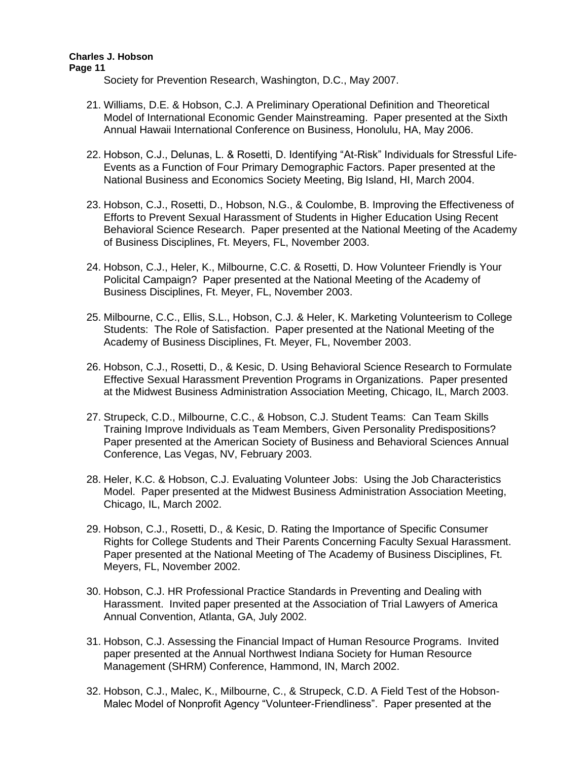Society for Prevention Research, Washington, D.C., May 2007.

21. Williams, D.E. & Hobson, C.J. A Preliminary Operational Definition and Theoretical Model of International Economic Gender Mainstreaming. Paper presented at the Sixth Annual Hawaii International Conference on Business, Honolulu, HA, May 2006.

22. Hobson, C.J., Delunas, L. & Rosetti, D. Identifying "At-Risk" Individuals for Stressful Life-Events as a Function of Four Primary Demographic Factors. Paper presented at the National Business and Economics Society Meeting, Big Island, HI, March 2004.

23. Hobson, C.J., Rosetti, D., Hobson, N.G., & Coulombe, B. Improving the Effectiveness of Efforts to Prevent Sexual Harassment of Students in Higher Education Using Recent Behavioral Science Research. Paper presented at the National Meeting of the Academy of Business Disciplines, Ft. Meyers, FL, November 2003.

24. Hobson, C.J., Heler, K., Milbourne, C.C. & Rosetti, D. How Volunteer Friendly is Your Policital Campaign? Paper presented at the National Meeting of the Academy of Business Disciplines, Ft. Meyer, FL, November 2003.

25. Milbourne, C.C., Ellis, S.L., Hobson, C.J. & Heler, K. Marketing Volunteerism to College Students: The Role of Satisfaction. Paper presented at the National Meeting of the Academy of Business Disciplines, Ft. Meyer, FL, November 2003.

26. Hobson, C.J., Rosetti, D., & Kesic, D. Using Behavioral Science Research to Formulate Effective Sexual Harassment Prevention Programs in Organizations. Paper presented at the Midwest Business Administration Association Meeting, Chicago, IL, March 2003.

27. Strupeck, C.D., Milbourne, C.C., & Hobson, C.J. Student Teams: Can Team Skills Training Improve Individuals as Team Members, Given Personality Predispositions? Paper presented at the American Society of Business and Behavioral Sciences Annual Conference, Las Vegas, NV, February 2003.

28. Heler, K.C. & Hobson, C.J. Evaluating Volunteer Jobs: Using the Job Characteristics Model. Paper presented at the Midwest Business Administration Association Meeting, Chicago, IL, March 2002.

29. Hobson, C.J., Rosetti, D., & Kesic, D. Rating the Importance of Specific Consumer Rights for College Students and Their Parents Concerning Faculty Sexual Harassment. Paper presented at the National Meeting of The Academy of Business Disciplines, Ft. Meyers, FL, November 2002.

30. Hobson, C.J. HR Professional Practice Standards in Preventing and Dealing with Harassment. Invited paper presented at the Association of Trial Lawyers of America Annual Convention, Atlanta, GA, July 2002.

31. Hobson, C.J. Assessing the Financial Impact of Human Resource Programs. Invited paper presented at the Annual Northwest Indiana Society for Human Resource Management (SHRM) Conference, Hammond, IN, March 2002.

32. Hobson, C.J., Malec, K., Milbourne, C., & Strupeck, C.D. A Field Test of the Hobson-Malec Model of Nonprofit Agency "Volunteer-Friendliness". Paper presented at the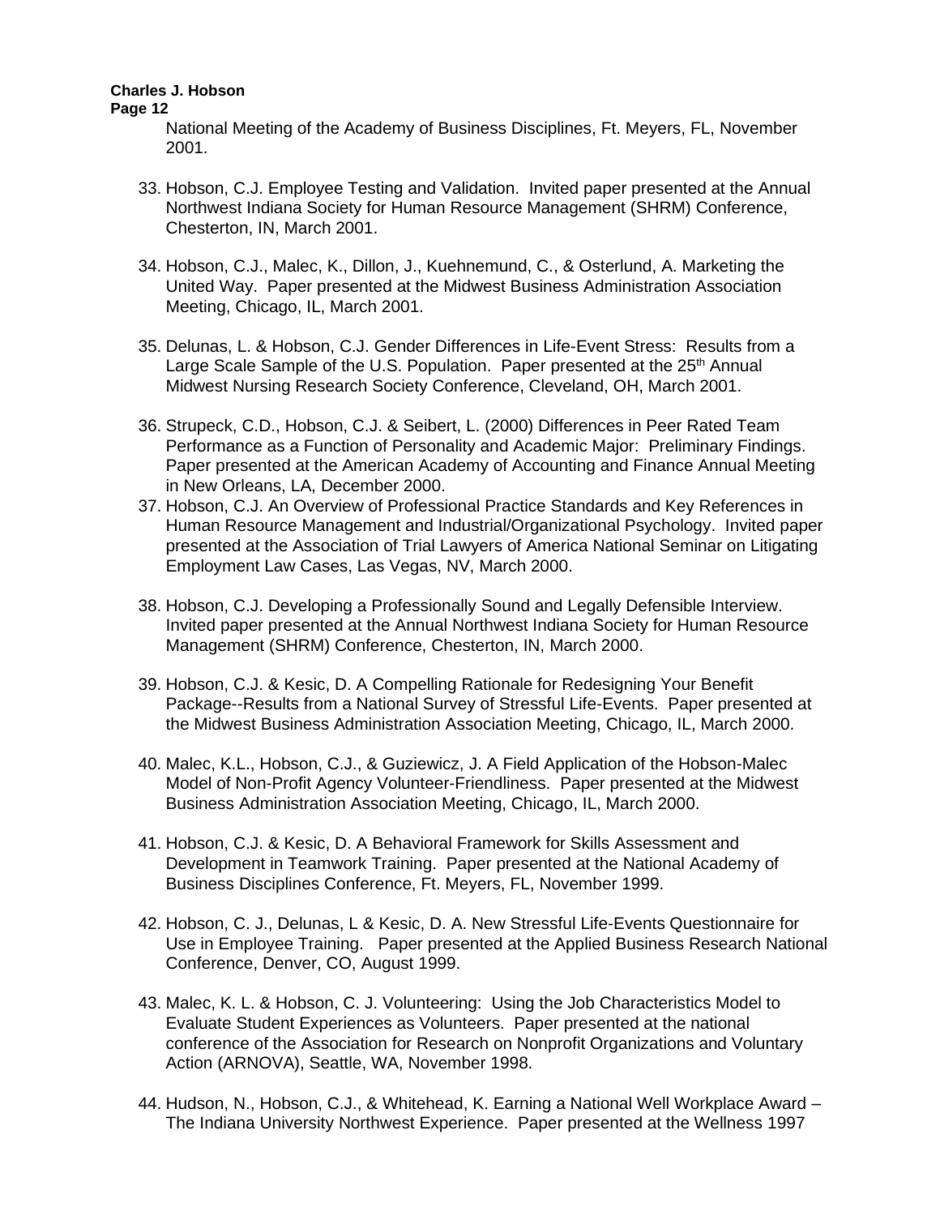National Meeting of the Academy of Business Disciplines, Ft. Meyers, FL, November 2001.

33. Hobson, C.J. Employee Testing and Validation. Invited paper presented at the Annual Northwest Indiana Society for Human Resource Management (SHRM) Conference, Chesterton, IN, March 2001.

34. Hobson, C.J., Malec, K., Dillon, J., Kuehnemund, C., & Osterlund, A. Marketing the United Way. Paper presented at the Midwest Business Administration Association Meeting, Chicago, IL, March 2001.

35. Delunas, L. & Hobson, C.J. Gender Differences in Life-Event Stress: Results from a Large Scale Sample of the U.S. Population. Paper presented at the 25th Annual Midwest Nursing Research Society Conference, Cleveland, OH, March 2001.

36. Strupeck, C.D., Hobson, C.J. & Seibert, L. (2000) Differences in Peer Rated Team Performance as a Function of Personality and Academic Major: Preliminary Findings. Paper presented at the American Academy of Accounting and Finance Annual Meeting in New Orleans, LA, December 2000.

37. Hobson, C.J. An Overview of Professional Practice Standards and Key References in Human Resource Management and Industrial/Organizational Psychology. Invited paper presented at the Association of Trial Lawyers of America National Seminar on Litigating Employment Law Cases, Las Vegas, NV, March 2000.

38. Hobson, C.J. Developing a Professionally Sound and Legally Defensible Interview. Invited paper presented at the Annual Northwest Indiana Society for Human Resource Management (SHRM) Conference, Chesterton, IN, March 2000.

39. Hobson, C.J. & Kesic, D. A Compelling Rationale for Redesigning Your Benefit Package--Results from a National Survey of Stressful Life-Events. Paper presented at the Midwest Business Administration Association Meeting, Chicago, IL, March 2000.

40. Malec, K.L., Hobson, C.J., & Guziewicz, J. A Field Application of the Hobson-Malec Model of Non-Profit Agency Volunteer-Friendliness. Paper presented at the Midwest Business Administration Association Meeting, Chicago, IL, March 2000.

41. Hobson, C.J. & Kesic, D. A Behavioral Framework for Skills Assessment and Development in Teamwork Training. Paper presented at the National Academy of Business Disciplines Conference, Ft. Meyers, FL, November 1999.

42. Hobson, C. J., Delunas, L & Kesic, D. A New Stressful Life-Events Questionnaire for Use in Employee Training. Paper presented at the Applied Business Research National Conference, Denver, CO, August 1999.

43. Malec, K. L. & Hobson, C. J. Volunteering: Using the Job Characteristics Model to Evaluate Student Experiences as Volunteers. Paper presented at the national conference of the Association for Research on Nonprofit Organizations and Voluntary Action (ARNOVA), Seattle, WA, November 1998.

44. Hudson, N., Hobson, C.J., & Whitehead, K. Earning a National Well Workplace Award – The Indiana University Northwest Experience. Paper presented at the Wellness 1997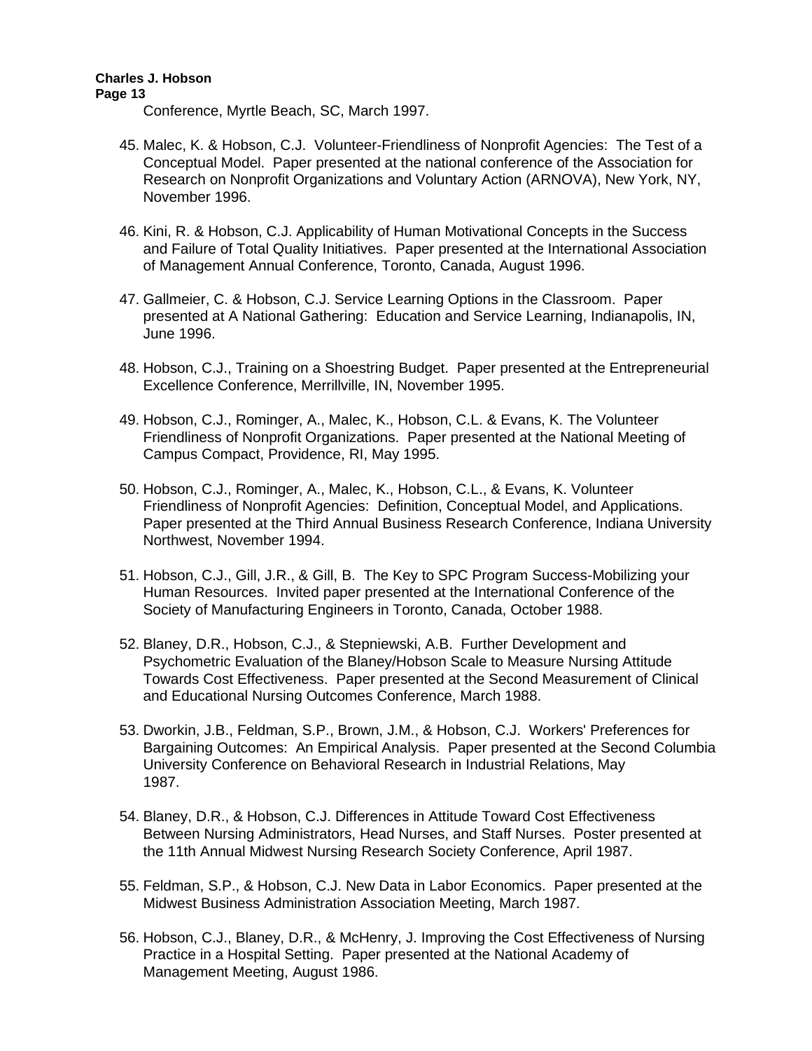Conference, Myrtle Beach, SC, March 1997.

45. Malec, K. & Hobson, C.J. Volunteer-Friendliness of Nonprofit Agencies: The Test of a Conceptual Model. Paper presented at the national conference of the Association for Research on Nonprofit Organizations and Voluntary Action (ARNOVA), New York, NY, November 1996.

46. Kini, R. & Hobson, C.J. Applicability of Human Motivational Concepts in the Success and Failure of Total Quality Initiatives. Paper presented at the International Association of Management Annual Conference, Toronto, Canada, August 1996.

47. Gallmeier, C. & Hobson, C.J. Service Learning Options in the Classroom. Paper presented at A National Gathering: Education and Service Learning, Indianapolis, IN, June 1996.

48. Hobson, C.J., Training on a Shoestring Budget. Paper presented at the Entrepreneurial Excellence Conference, Merrillville, IN, November 1995.

49. Hobson, C.J., Rominger, A., Malec, K., Hobson, C.L. & Evans, K. The Volunteer Friendliness of Nonprofit Organizations. Paper presented at the National Meeting of Campus Compact, Providence, RI, May 1995.

50. Hobson, C.J., Rominger, A., Malec, K., Hobson, C.L., & Evans, K. Volunteer Friendliness of Nonprofit Agencies: Definition, Conceptual Model, and Applications. Paper presented at the Third Annual Business Research Conference, Indiana University Northwest, November 1994.

51. Hobson, C.J., Gill, J.R., & Gill, B. The Key to SPC Program Success-Mobilizing your Human Resources. Invited paper presented at the International Conference of the Society of Manufacturing Engineers in Toronto, Canada, October 1988.

52. Blaney, D.R., Hobson, C.J., & Stepniewski, A.B. Further Development and Psychometric Evaluation of the Blaney/Hobson Scale to Measure Nursing Attitude Towards Cost Effectiveness. Paper presented at the Second Measurement of Clinical and Educational Nursing Outcomes Conference, March 1988.

53. Dworkin, J.B., Feldman, S.P., Brown, J.M., & Hobson, C.J. Workers' Preferences for Bargaining Outcomes: An Empirical Analysis. Paper presented at the Second Columbia University Conference on Behavioral Research in Industrial Relations, May 1987.

54. Blaney, D.R., & Hobson, C.J. Differences in Attitude Toward Cost Effectiveness Between Nursing Administrators, Head Nurses, and Staff Nurses. Poster presented at the 11th Annual Midwest Nursing Research Society Conference, April 1987.

55. Feldman, S.P., & Hobson, C.J. New Data in Labor Economics. Paper presented at the Midwest Business Administration Association Meeting, March 1987.

56. Hobson, C.J., Blaney, D.R., & McHenry, J. Improving the Cost Effectiveness of Nursing Practice in a Hospital Setting. Paper presented at the National Academy of Management Meeting, August 1986.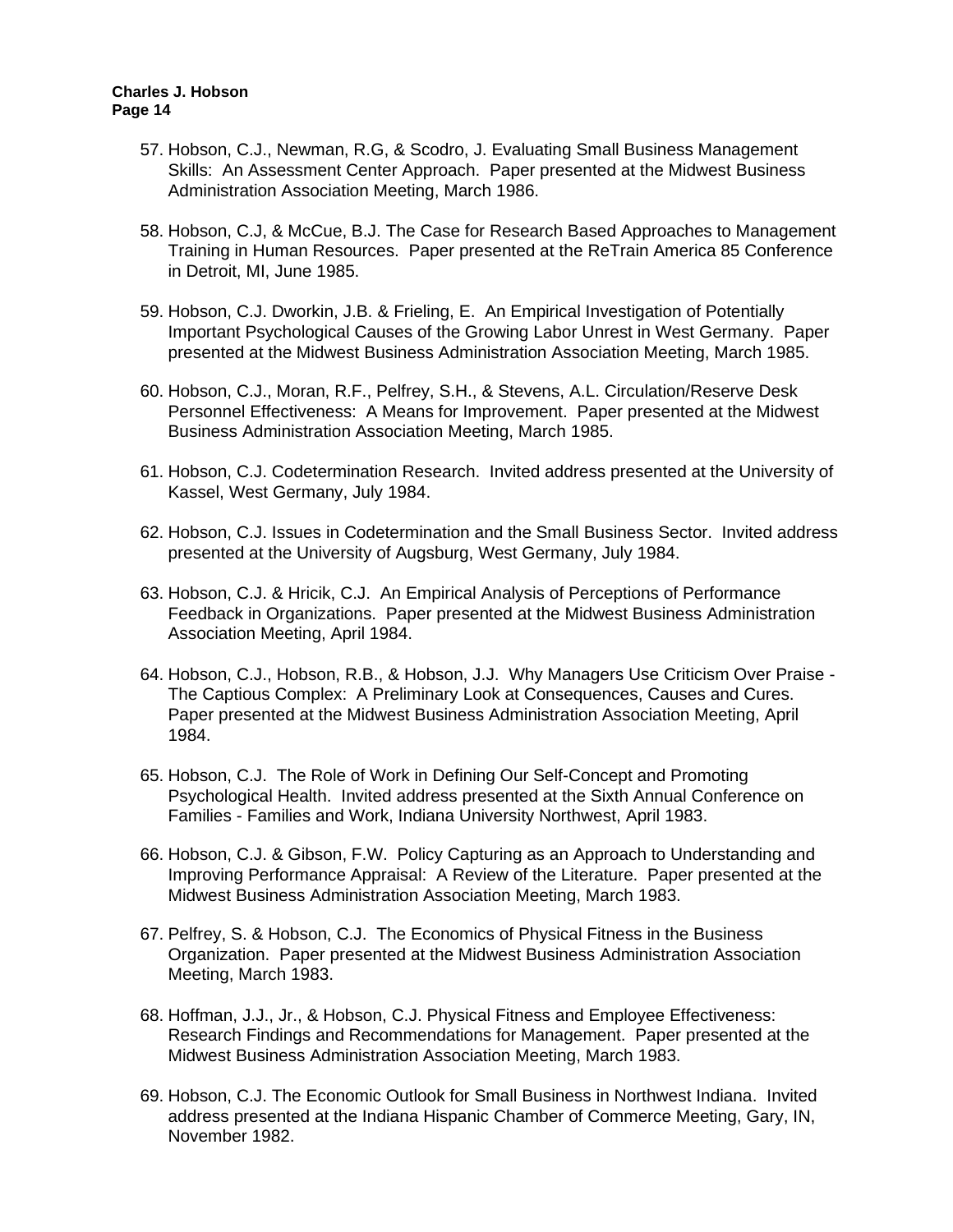57. Hobson, C.J., Newman, R.G, & Scodro, J. Evaluating Small Business Management Skills:  An Assessment Center Approach.  Paper presented at the Midwest Business Administration Association Meeting, March 1986.

58. Hobson, C.J, & McCue, B.J. The Case for Research Based Approaches to Management Training in Human Resources.  Paper presented at the ReTrain America 85 Conference in Detroit, MI, June 1985.

59. Hobson, C.J. Dworkin, J.B. & Frieling, E.  An Empirical Investigation of Potentially Important Psychological Causes of the Growing Labor Unrest in West Germany.  Paper presented at the Midwest Business Administration Association Meeting, March 1985.

60. Hobson, C.J., Moran, R.F., Pelfrey, S.H., & Stevens, A.L. Circulation/Reserve Desk Personnel Effectiveness:  A Means for Improvement.  Paper presented at the Midwest Business Administration Association Meeting, March 1985.

61. Hobson, C.J. Codetermination Research.  Invited address presented at the University of Kassel, West Germany, July 1984.

62. Hobson, C.J. Issues in Codetermination and the Small Business Sector.  Invited address presented at the University of Augsburg, West Germany, July 1984.

63. Hobson, C.J. & Hricik, C.J.  An Empirical Analysis of Perceptions of Performance Feedback in Organizations.  Paper presented at the Midwest Business Administration Association Meeting, April 1984.

64. Hobson, C.J., Hobson, R.B., & Hobson, J.J.  Why Managers Use Criticism Over Praise - The Captious Complex:  A Preliminary Look at Consequences, Causes and Cures.  Paper presented at the Midwest Business Administration Association Meeting, April 1984.

65. Hobson, C.J.  The Role of Work in Defining Our Self-Concept and Promoting Psychological Health.  Invited address presented at the Sixth Annual Conference on Families - Families and Work, Indiana University Northwest, April 1983.

66. Hobson, C.J. & Gibson, F.W.  Policy Capturing as an Approach to Understanding and Improving Performance Appraisal:  A Review of the Literature.  Paper presented at the Midwest Business Administration Association Meeting, March 1983.

67. Pelfrey, S. & Hobson, C.J.  The Economics of Physical Fitness in the Business Organization.  Paper presented at the Midwest Business Administration Association Meeting, March 1983.

68. Hoffman, J.J., Jr., & Hobson, C.J. Physical Fitness and Employee Effectiveness:  Research Findings and Recommendations for Management.  Paper presented at the Midwest Business Administration Association Meeting, March 1983.

69. Hobson, C.J. The Economic Outlook for Small Business in Northwest Indiana.  Invited address presented at the Indiana Hispanic Chamber of Commerce Meeting, Gary, IN, November 1982.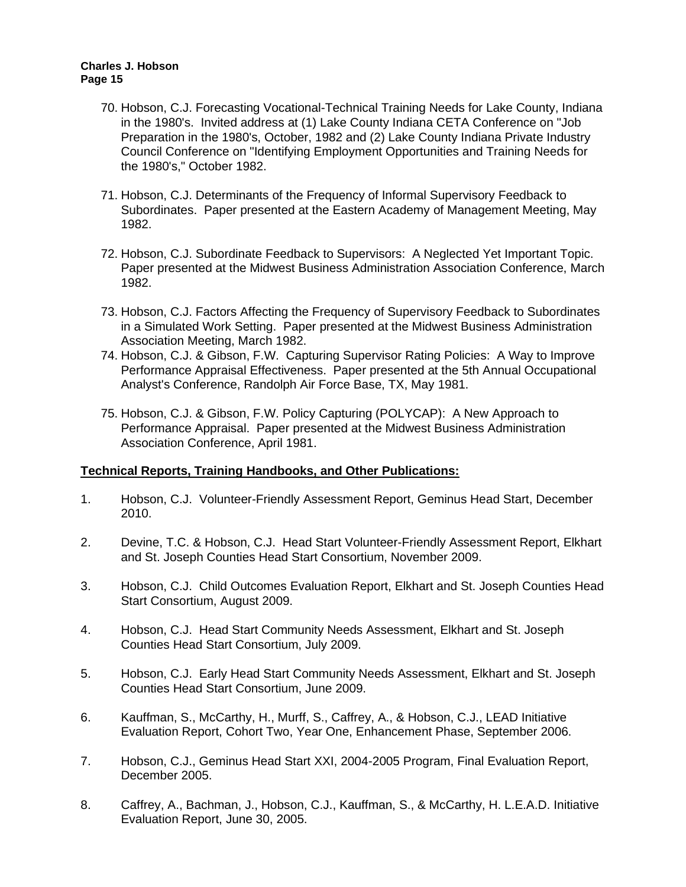70. Hobson, C.J. Forecasting Vocational-Technical Training Needs for Lake County, Indiana in the 1980's. Invited address at (1) Lake County Indiana CETA Conference on "Job Preparation in the 1980's, October, 1982 and (2) Lake County Indiana Private Industry Council Conference on "Identifying Employment Opportunities and Training Needs for the 1980's," October 1982.

71. Hobson, C.J. Determinants of the Frequency of Informal Supervisory Feedback to Subordinates. Paper presented at the Eastern Academy of Management Meeting, May 1982.

72. Hobson, C.J. Subordinate Feedback to Supervisors: A Neglected Yet Important Topic. Paper presented at the Midwest Business Administration Association Conference, March 1982.

73. Hobson, C.J. Factors Affecting the Frequency of Supervisory Feedback to Subordinates in a Simulated Work Setting. Paper presented at the Midwest Business Administration Association Meeting, March 1982.

74. Hobson, C.J. & Gibson, F.W. Capturing Supervisor Rating Policies: A Way to Improve Performance Appraisal Effectiveness. Paper presented at the 5th Annual Occupational Analyst's Conference, Randolph Air Force Base, TX, May 1981.

75. Hobson, C.J. & Gibson, F.W. Policy Capturing (POLYCAP): A New Approach to Performance Appraisal. Paper presented at the Midwest Business Administration Association Conference, April 1981.

**Technical Reports, Training Handbooks, and Other Publications:**

1. Hobson, C.J. Volunteer-Friendly Assessment Report, Geminus Head Start, December 2010.

2. Devine, T.C. & Hobson, C.J. Head Start Volunteer-Friendly Assessment Report, Elkhart and St. Joseph Counties Head Start Consortium, November 2009.

3. Hobson, C.J. Child Outcomes Evaluation Report, Elkhart and St. Joseph Counties Head Start Consortium, August 2009.

4. Hobson, C.J. Head Start Community Needs Assessment, Elkhart and St. Joseph Counties Head Start Consortium, July 2009.

5. Hobson, C.J. Early Head Start Community Needs Assessment, Elkhart and St. Joseph Counties Head Start Consortium, June 2009.

6. Kauffman, S., McCarthy, H., Murff, S., Caffrey, A., & Hobson, C.J., LEAD Initiative Evaluation Report, Cohort Two, Year One, Enhancement Phase, September 2006.

7. Hobson, C.J., Geminus Head Start XXI, 2004-2005 Program, Final Evaluation Report, December 2005.

8. Caffrey, A., Bachman, J., Hobson, C.J., Kauffman, S., & McCarthy, H. L.E.A.D. Initiative Evaluation Report, June 30, 2005.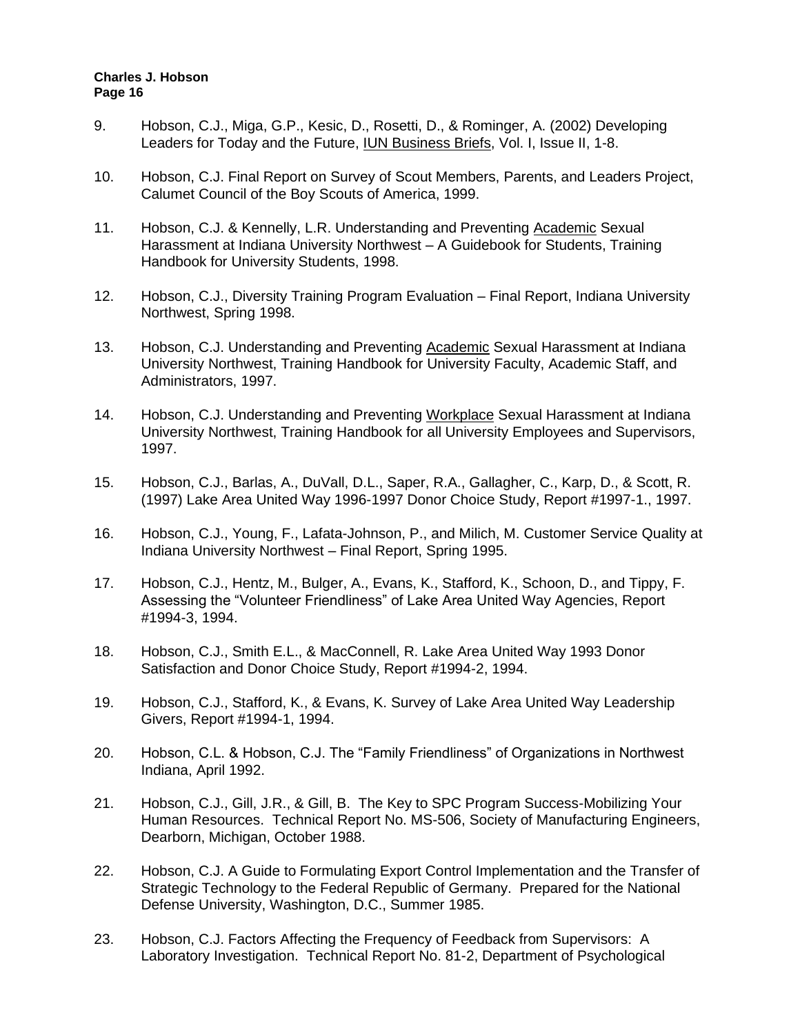9. Hobson, C.J., Miga, G.P., Kesic, D., Rosetti, D., & Rominger, A. (2002) Developing Leaders for Today and the Future, <u>IUN Business Briefs</u>, Vol. I, Issue II, 1-8.

10. Hobson, C.J. Final Report on Survey of Scout Members, Parents, and Leaders Project, Calumet Council of the Boy Scouts of America, 1999.

11. Hobson, C.J. & Kennelly, L.R. Understanding and Preventing <u>Academic</u> Sexual Harassment at Indiana University Northwest – A Guidebook for Students, Training Handbook for University Students, 1998.

12. Hobson, C.J., Diversity Training Program Evaluation – Final Report, Indiana University Northwest, Spring 1998.

13. Hobson, C.J. Understanding and Preventing <u>Academic</u> Sexual Harassment at Indiana University Northwest, Training Handbook for University Faculty, Academic Staff, and Administrators, 1997.

14. Hobson, C.J. Understanding and Preventing <u>Workplace</u> Sexual Harassment at Indiana University Northwest, Training Handbook for all University Employees and Supervisors, 1997.

15. Hobson, C.J., Barlas, A., DuVall, D.L., Saper, R.A., Gallagher, C., Karp, D., & Scott, R. (1997) Lake Area United Way 1996-1997 Donor Choice Study, Report #1997-1., 1997.

16. Hobson, C.J., Young, F., Lafata-Johnson, P., and Milich, M. Customer Service Quality at Indiana University Northwest – Final Report, Spring 1995.

17. Hobson, C.J., Hentz, M., Bulger, A., Evans, K., Stafford, K., Schoon, D., and Tippy, F. Assessing the "Volunteer Friendliness" of Lake Area United Way Agencies, Report #1994-3, 1994.

18. Hobson, C.J., Smith E.L., & MacConnell, R. Lake Area United Way 1993 Donor Satisfaction and Donor Choice Study, Report #1994-2, 1994.

19. Hobson, C.J., Stafford, K., & Evans, K. Survey of Lake Area United Way Leadership Givers, Report #1994-1, 1994.

20. Hobson, C.L. & Hobson, C.J. The "Family Friendliness" of Organizations in Northwest Indiana, April 1992.

21. Hobson, C.J., Gill, J.R., & Gill, B. The Key to SPC Program Success-Mobilizing Your Human Resources. Technical Report No. MS-506, Society of Manufacturing Engineers, Dearborn, Michigan, October 1988.

22. Hobson, C.J. A Guide to Formulating Export Control Implementation and the Transfer of Strategic Technology to the Federal Republic of Germany. Prepared for the National Defense University, Washington, D.C., Summer 1985.

23. Hobson, C.J. Factors Affecting the Frequency of Feedback from Supervisors: A Laboratory Investigation. Technical Report No. 81-2, Department of Psychological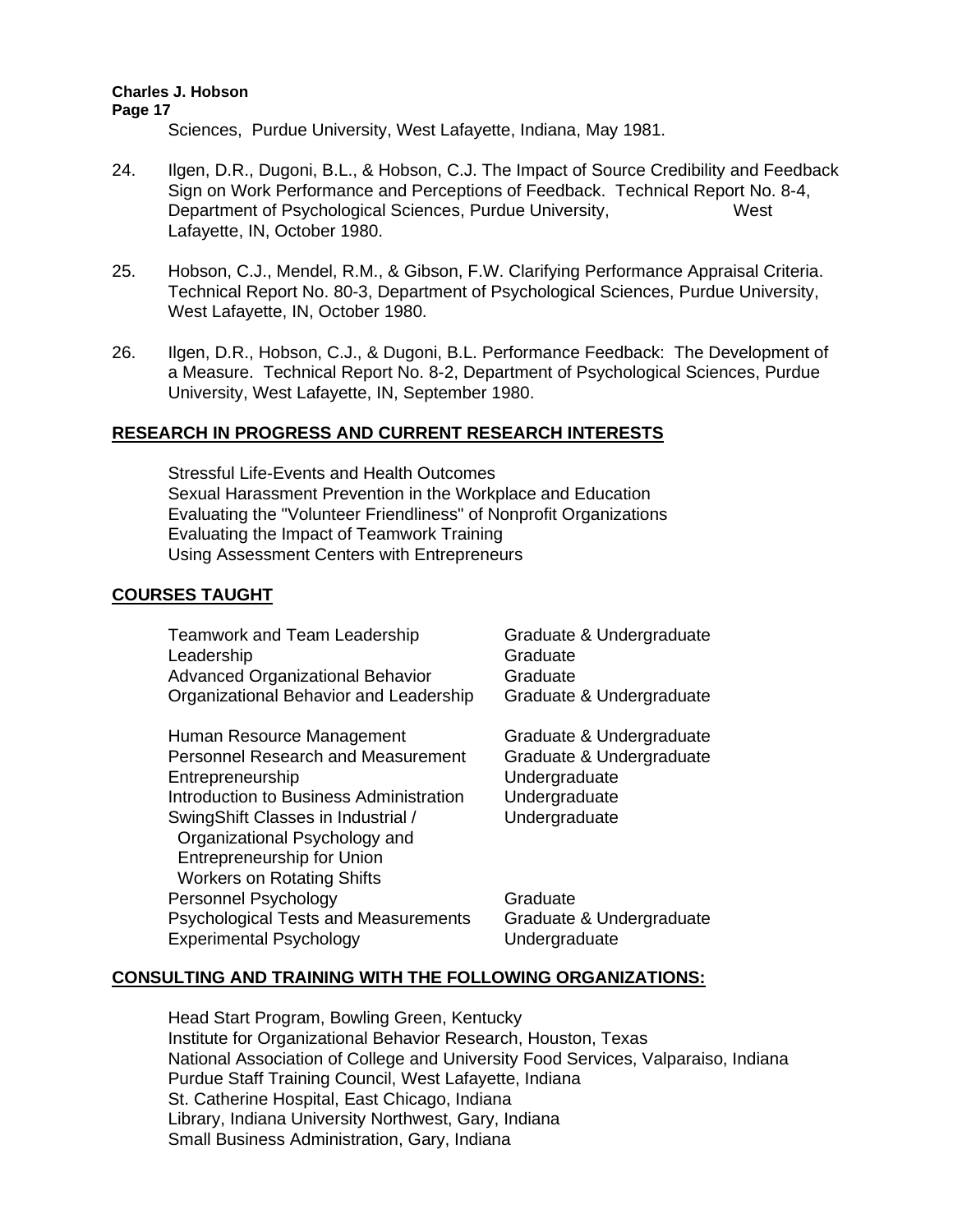Sciences, Purdue University, West Lafayette, Indiana, May 1981.

24. Ilgen, D.R., Dugoni, B.L., & Hobson, C.J. The Impact of Source Credibility and Feedback Sign on Work Performance and Perceptions of Feedback. Technical Report No. 8-4, Department of Psychological Sciences, Purdue University, West Lafayette, IN, October 1980.

25. Hobson, C.J., Mendel, R.M., & Gibson, F.W. Clarifying Performance Appraisal Criteria. Technical Report No. 80-3, Department of Psychological Sciences, Purdue University, West Lafayette, IN, October 1980.

26. Ilgen, D.R., Hobson, C.J., & Dugoni, B.L. Performance Feedback: The Development of a Measure. Technical Report No. 8-2, Department of Psychological Sciences, Purdue University, West Lafayette, IN, September 1980.

## RESEARCH IN PROGRESS AND CURRENT RESEARCH INTERESTS

Stressful Life-Events and Health Outcomes
Sexual Harassment Prevention in the Workplace and Education
Evaluating the "Volunteer Friendliness" of Nonprofit Organizations
Evaluating the Impact of Teamwork Training
Using Assessment Centers with Entrepreneurs

## COURSES TAUGHT

| Course | Level |
|---|---|
| Teamwork and Team Leadership | Graduate & Undergraduate |
| Leadership | Graduate |
| Advanced Organizational Behavior | Graduate |
| Organizational Behavior and Leadership | Graduate & Undergraduate |
| Human Resource Management | Graduate & Undergraduate |
| Personnel Research and Measurement | Graduate & Undergraduate |
| Entrepreneurship | Undergraduate |
| Introduction to Business Administration | Undergraduate |
| SwingShift Classes in Industrial / Organizational Psychology and Entrepreneurship for Union Workers on Rotating Shifts | Undergraduate |
| Personnel Psychology | Graduate |
| Psychological Tests and Measurements | Graduate & Undergraduate |
| Experimental Psychology | Undergraduate |

## CONSULTING AND TRAINING WITH THE FOLLOWING ORGANIZATIONS:

Head Start Program, Bowling Green, Kentucky
Institute for Organizational Behavior Research, Houston, Texas
National Association of College and University Food Services, Valparaiso, Indiana
Purdue Staff Training Council, West Lafayette, Indiana
St. Catherine Hospital, East Chicago, Indiana
Library, Indiana University Northwest, Gary, Indiana
Small Business Administration, Gary, Indiana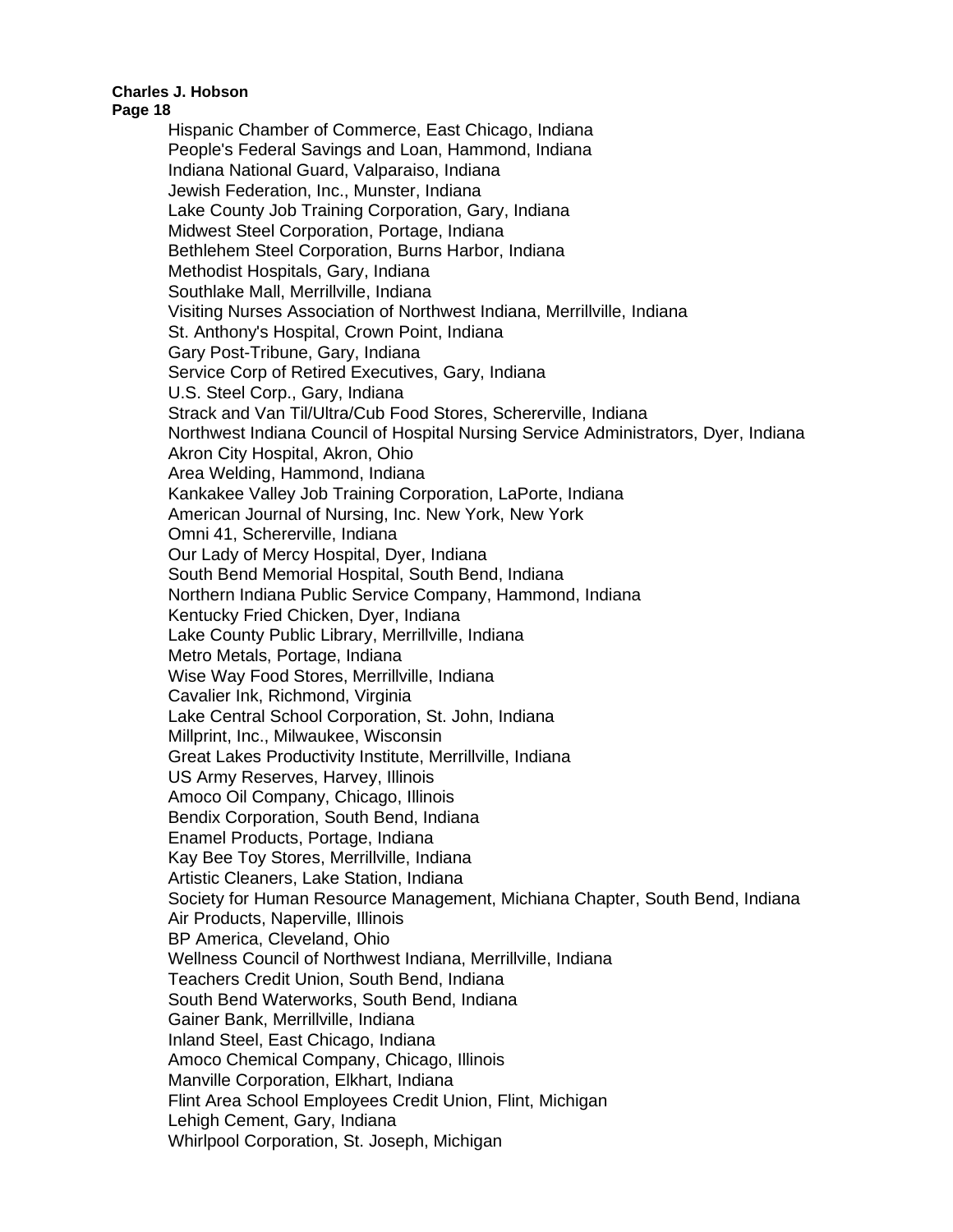Hispanic Chamber of Commerce, East Chicago, Indiana
People's Federal Savings and Loan, Hammond, Indiana
Indiana National Guard, Valparaiso, Indiana
Jewish Federation, Inc., Munster, Indiana
Lake County Job Training Corporation, Gary, Indiana
Midwest Steel Corporation, Portage, Indiana
Bethlehem Steel Corporation, Burns Harbor, Indiana
Methodist Hospitals, Gary, Indiana
Southlake Mall, Merrillville, Indiana
Visiting Nurses Association of Northwest Indiana, Merrillville, Indiana
St. Anthony's Hospital, Crown Point, Indiana
Gary Post-Tribune, Gary, Indiana
Service Corp of Retired Executives, Gary, Indiana
U.S. Steel Corp., Gary, Indiana
Strack and Van Til/Ultra/Cub Food Stores, Schererville, Indiana
Northwest Indiana Council of Hospital Nursing Service Administrators, Dyer, Indiana
Akron City Hospital, Akron, Ohio
Area Welding, Hammond, Indiana
Kankakee Valley Job Training Corporation, LaPorte, Indiana
American Journal of Nursing, Inc. New York, New York
Omni 41, Schererville, Indiana
Our Lady of Mercy Hospital, Dyer, Indiana
South Bend Memorial Hospital, South Bend, Indiana
Northern Indiana Public Service Company, Hammond, Indiana
Kentucky Fried Chicken, Dyer, Indiana
Lake County Public Library, Merrillville, Indiana
Metro Metals, Portage, Indiana
Wise Way Food Stores, Merrillville, Indiana
Cavalier Ink, Richmond, Virginia
Lake Central School Corporation, St. John, Indiana
Millprint, Inc., Milwaukee, Wisconsin
Great Lakes Productivity Institute, Merrillville, Indiana
US Army Reserves, Harvey, Illinois
Amoco Oil Company, Chicago, Illinois
Bendix Corporation, South Bend, Indiana
Enamel Products, Portage, Indiana
Kay Bee Toy Stores, Merrillville, Indiana
Artistic Cleaners, Lake Station, Indiana
Society for Human Resource Management, Michiana Chapter, South Bend, Indiana
Air Products, Naperville, Illinois
BP America, Cleveland, Ohio
Wellness Council of Northwest Indiana, Merrillville, Indiana
Teachers Credit Union, South Bend, Indiana
South Bend Waterworks, South Bend, Indiana
Gainer Bank, Merrillville, Indiana
Inland Steel, East Chicago, Indiana
Amoco Chemical Company, Chicago, Illinois
Manville Corporation, Elkhart, Indiana
Flint Area School Employees Credit Union, Flint, Michigan
Lehigh Cement, Gary, Indiana
Whirlpool Corporation, St. Joseph, Michigan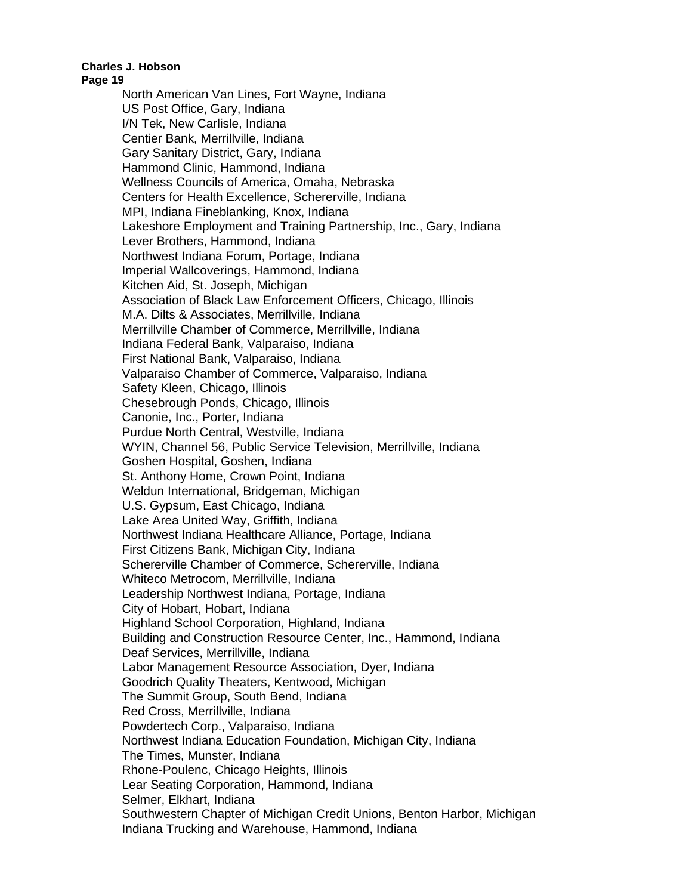North American Van Lines, Fort Wayne, Indiana
US Post Office, Gary, Indiana
I/N Tek, New Carlisle, Indiana
Centier Bank, Merrillville, Indiana
Gary Sanitary District, Gary, Indiana
Hammond Clinic, Hammond, Indiana
Wellness Councils of America, Omaha, Nebraska
Centers for Health Excellence, Schererville, Indiana
MPI, Indiana Fineblanking, Knox, Indiana
Lakeshore Employment and Training Partnership, Inc., Gary, Indiana
Lever Brothers, Hammond, Indiana
Northwest Indiana Forum, Portage, Indiana
Imperial Wallcoverings, Hammond, Indiana
Kitchen Aid, St. Joseph, Michigan
Association of Black Law Enforcement Officers, Chicago, Illinois
M.A. Dilts & Associates, Merrillville, Indiana
Merrillville Chamber of Commerce, Merrillville, Indiana
Indiana Federal Bank, Valparaiso, Indiana
First National Bank, Valparaiso, Indiana
Valparaiso Chamber of Commerce, Valparaiso, Indiana
Safety Kleen, Chicago, Illinois
Chesebrough Ponds, Chicago, Illinois
Canonie, Inc., Porter, Indiana
Purdue North Central, Westville, Indiana
WYIN, Channel 56, Public Service Television, Merrillville, Indiana
Goshen Hospital, Goshen, Indiana
St. Anthony Home, Crown Point, Indiana
Weldun International, Bridgeman, Michigan
U.S. Gypsum, East Chicago, Indiana
Lake Area United Way, Griffith, Indiana
Northwest Indiana Healthcare Alliance, Portage, Indiana
First Citizens Bank, Michigan City, Indiana
Schererville Chamber of Commerce, Schererville, Indiana
Whiteco Metrocom, Merrillville, Indiana
Leadership Northwest Indiana, Portage, Indiana
City of Hobart, Hobart, Indiana
Highland School Corporation, Highland, Indiana
Building and Construction Resource Center, Inc., Hammond, Indiana
Deaf Services, Merrillville, Indiana
Labor Management Resource Association, Dyer, Indiana
Goodrich Quality Theaters, Kentwood, Michigan
The Summit Group, South Bend, Indiana
Red Cross, Merrillville, Indiana
Powdertech Corp., Valparaiso, Indiana
Northwest Indiana Education Foundation, Michigan City, Indiana
The Times, Munster, Indiana
Rhone-Poulenc, Chicago Heights, Illinois
Lear Seating Corporation, Hammond, Indiana
Selmer, Elkhart, Indiana
Southwestern Chapter of Michigan Credit Unions, Benton Harbor, Michigan
Indiana Trucking and Warehouse, Hammond, Indiana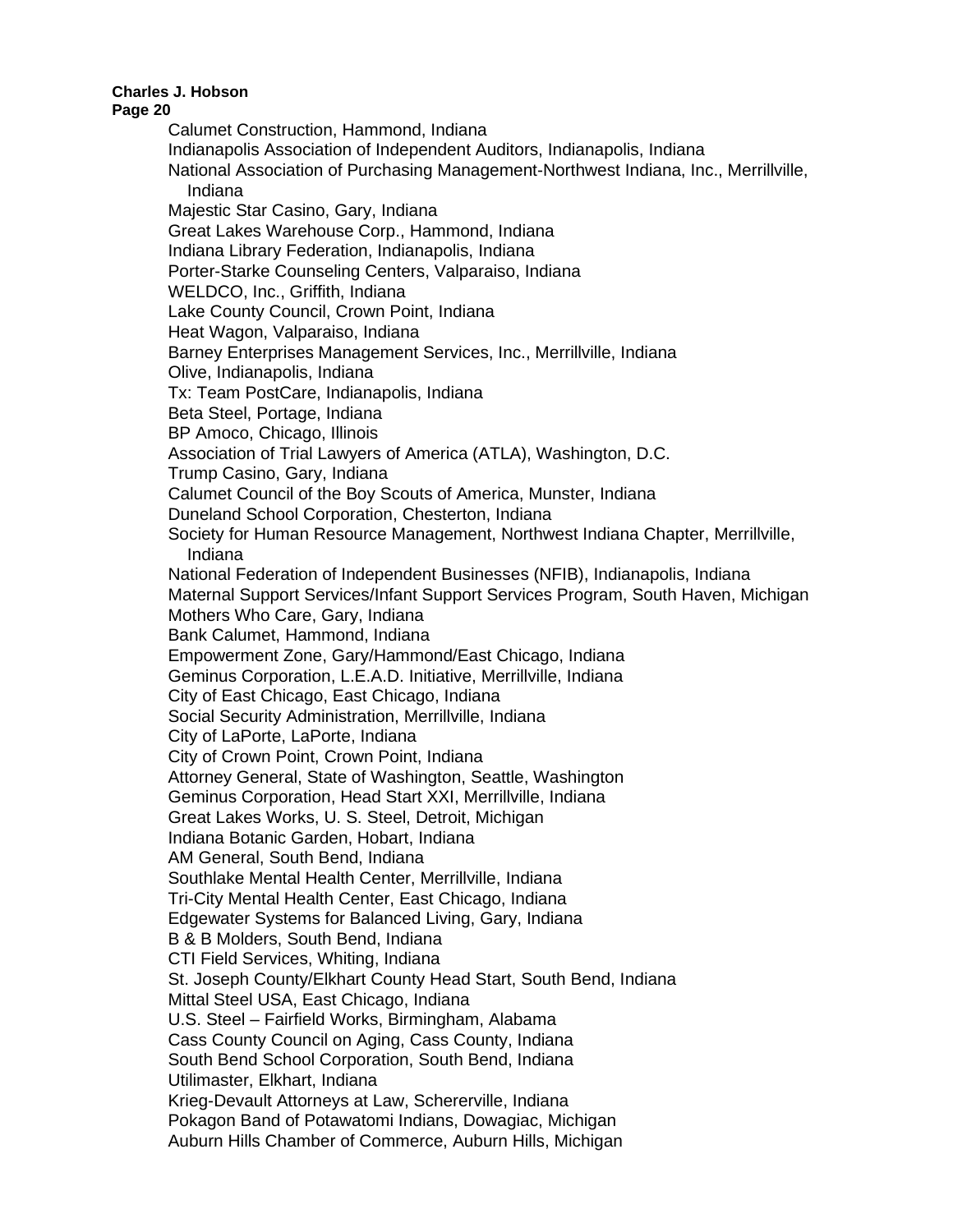Calumet Construction, Hammond, Indiana
Indianapolis Association of Independent Auditors, Indianapolis, Indiana
National Association of Purchasing Management-Northwest Indiana, Inc., Merrillville, Indiana
Majestic Star Casino, Gary, Indiana
Great Lakes Warehouse Corp., Hammond, Indiana
Indiana Library Federation, Indianapolis, Indiana
Porter-Starke Counseling Centers, Valparaiso, Indiana
WELDCO, Inc., Griffith, Indiana
Lake County Council, Crown Point, Indiana
Heat Wagon, Valparaiso, Indiana
Barney Enterprises Management Services, Inc., Merrillville, Indiana
Olive, Indianapolis, Indiana
Tx: Team PostCare, Indianapolis, Indiana
Beta Steel, Portage, Indiana
BP Amoco, Chicago, Illinois
Association of Trial Lawyers of America (ATLA), Washington, D.C.
Trump Casino, Gary, Indiana
Calumet Council of the Boy Scouts of America, Munster, Indiana
Duneland School Corporation, Chesterton, Indiana
Society for Human Resource Management, Northwest Indiana Chapter, Merrillville, Indiana
National Federation of Independent Businesses (NFIB), Indianapolis, Indiana
Maternal Support Services/Infant Support Services Program, South Haven, Michigan
Mothers Who Care, Gary, Indiana
Bank Calumet, Hammond, Indiana
Empowerment Zone, Gary/Hammond/East Chicago, Indiana
Geminus Corporation, L.E.A.D. Initiative, Merrillville, Indiana
City of East Chicago, East Chicago, Indiana
Social Security Administration, Merrillville, Indiana
City of LaPorte, LaPorte, Indiana
City of Crown Point, Crown Point, Indiana
Attorney General, State of Washington, Seattle, Washington
Geminus Corporation, Head Start XXI, Merrillville, Indiana
Great Lakes Works, U. S. Steel, Detroit, Michigan
Indiana Botanic Garden, Hobart, Indiana
AM General, South Bend, Indiana
Southlake Mental Health Center, Merrillville, Indiana
Tri-City Mental Health Center, East Chicago, Indiana
Edgewater Systems for Balanced Living, Gary, Indiana
B & B Molders, South Bend, Indiana
CTI Field Services, Whiting, Indiana
St. Joseph County/Elkhart County Head Start, South Bend, Indiana
Mittal Steel USA, East Chicago, Indiana
U.S. Steel – Fairfield Works, Birmingham, Alabama
Cass County Council on Aging, Cass County, Indiana
South Bend School Corporation, South Bend, Indiana
Utilimaster, Elkhart, Indiana
Krieg-Devault Attorneys at Law, Schererville, Indiana
Pokagon Band of Potawatomi Indians, Dowagiac, Michigan
Auburn Hills Chamber of Commerce, Auburn Hills, Michigan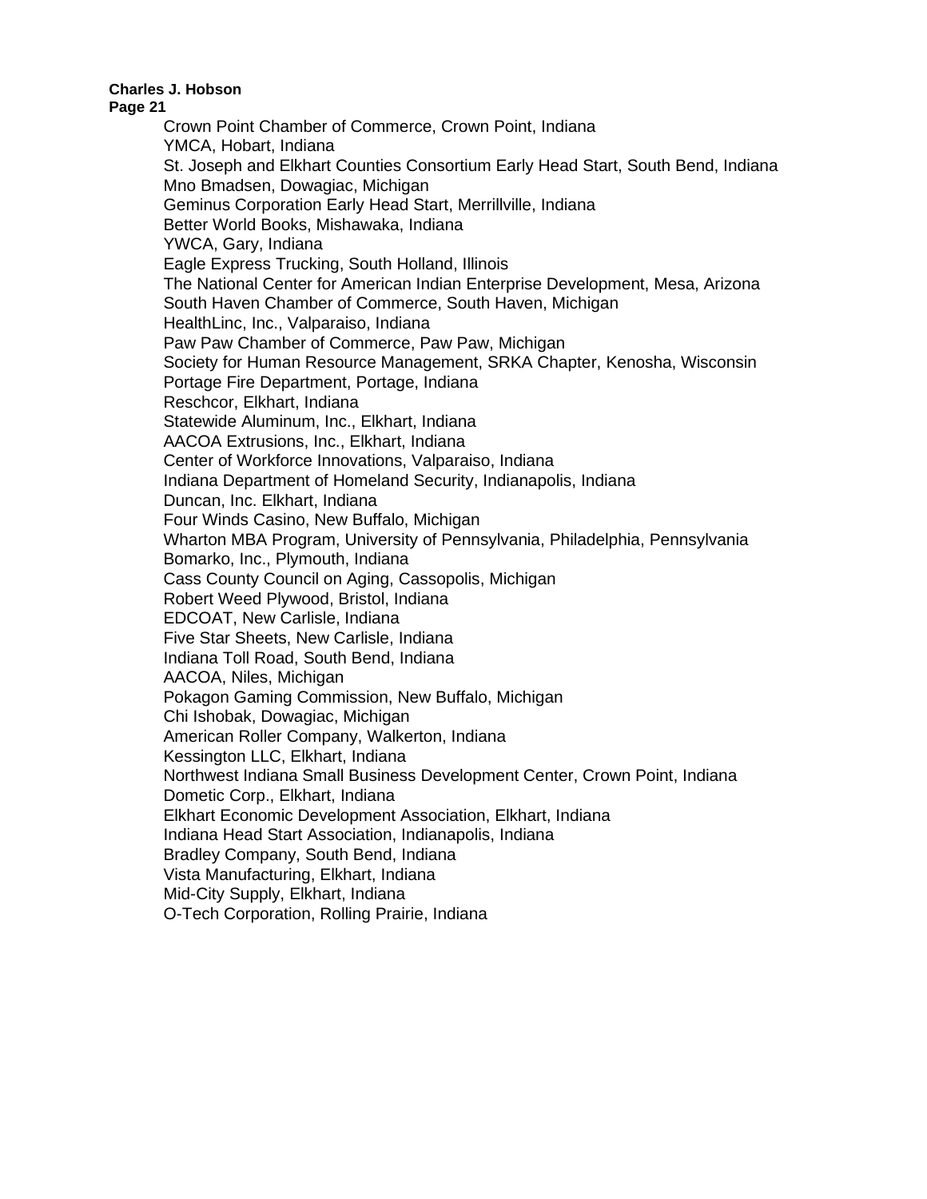Crown Point Chamber of Commerce, Crown Point, Indiana
YMCA, Hobart, Indiana
St. Joseph and Elkhart Counties Consortium Early Head Start, South Bend, Indiana
Mno Bmadsen, Dowagiac, Michigan
Geminus Corporation Early Head Start, Merrillville, Indiana
Better World Books, Mishawaka, Indiana
YWCA, Gary, Indiana
Eagle Express Trucking, South Holland, Illinois
The National Center for American Indian Enterprise Development, Mesa, Arizona
South Haven Chamber of Commerce, South Haven, Michigan
HealthLinc, Inc., Valparaiso, Indiana
Paw Paw Chamber of Commerce, Paw Paw, Michigan
Society for Human Resource Management, SRKA Chapter, Kenosha, Wisconsin
Portage Fire Department, Portage, Indiana
Reschcor, Elkhart, Indiana
Statewide Aluminum, Inc., Elkhart, Indiana
AACOA Extrusions, Inc., Elkhart, Indiana
Center of Workforce Innovations, Valparaiso, Indiana
Indiana Department of Homeland Security, Indianapolis, Indiana
Duncan, Inc. Elkhart, Indiana
Four Winds Casino, New Buffalo, Michigan
Wharton MBA Program, University of Pennsylvania, Philadelphia, Pennsylvania
Bomarko, Inc., Plymouth, Indiana
Cass County Council on Aging, Cassopolis, Michigan
Robert Weed Plywood, Bristol, Indiana
EDCOAT, New Carlisle, Indiana
Five Star Sheets, New Carlisle, Indiana
Indiana Toll Road, South Bend, Indiana
AACOA, Niles, Michigan
Pokagon Gaming Commission, New Buffalo, Michigan
Chi Ishobak, Dowagiac, Michigan
American Roller Company, Walkerton, Indiana
Kessington LLC, Elkhart, Indiana
Northwest Indiana Small Business Development Center, Crown Point, Indiana
Dometic Corp., Elkhart, Indiana
Elkhart Economic Development Association, Elkhart, Indiana
Indiana Head Start Association, Indianapolis, Indiana
Bradley Company, South Bend, Indiana
Vista Manufacturing, Elkhart, Indiana
Mid-City Supply, Elkhart, Indiana
O-Tech Corporation, Rolling Prairie, Indiana